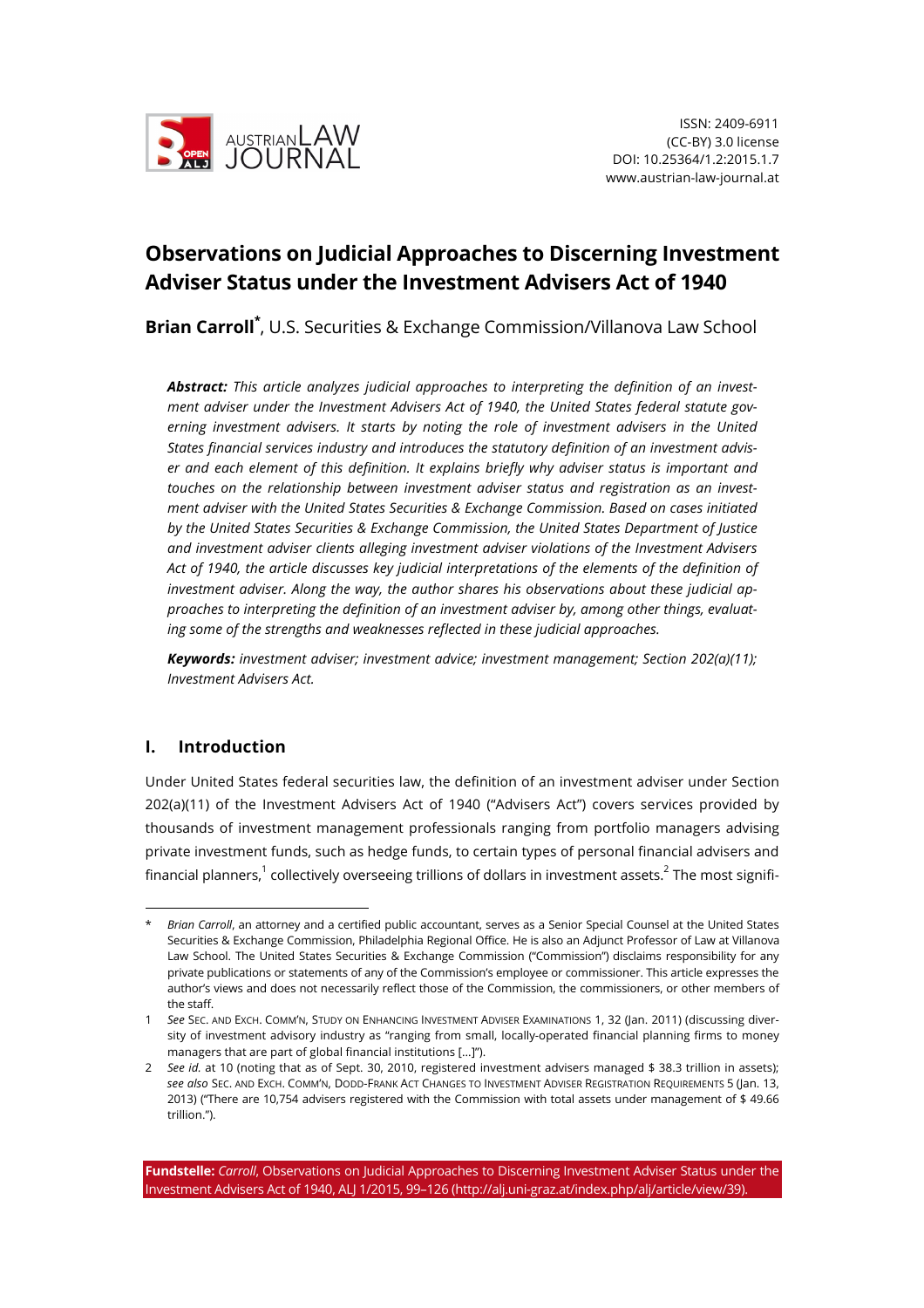ISSN: 2409-6911
(CC-BY) 3.0 license
DOI: 10.25364/1.2:2015.1.7
www.austrian-law-journal.at

# Observations on Judicial Approaches to Discerning Investment Adviser Status under the Investment Advisers Act of 1940

**Brian Carroll***, U.S. Securities & Exchange Commission/Villanova Law School

***Abstract:*** *This article analyzes judicial approaches to interpreting the definition of an investment adviser under the Investment Advisers Act of 1940, the United States federal statute governing investment advisers. It starts by noting the role of investment advisers in the United States financial services industry and introduces the statutory definition of an investment adviser and each element of this definition. It explains briefly why adviser status is important and touches on the relationship between investment adviser status and registration as an investment adviser with the United States Securities & Exchange Commission. Based on cases initiated by the United States Securities & Exchange Commission, the United States Department of Justice and investment adviser clients alleging investment adviser violations of the Investment Advisers Act of 1940, the article discusses key judicial interpretations of the elements of the definition of investment adviser. Along the way, the author shares his observations about these judicial approaches to interpreting the definition of an investment adviser by, among other things, evaluating some of the strengths and weaknesses reflected in these judicial approaches.*

***Keywords:*** *investment adviser; investment advice; investment management; Section 202(a)(11); Investment Advisers Act.*

## I. Introduction

Under United States federal securities law, the definition of an investment adviser under Section 202(a)(11) of the Investment Advisers Act of 1940 ("Advisers Act") covers services provided by thousands of investment management professionals ranging from portfolio managers advising private investment funds, such as hedge funds, to certain types of personal financial advisers and financial planners,[1] collectively overseeing trillions of dollars in investment assets.[2] The most signifi-

---

\* *Brian Carroll*, an attorney and a certified public accountant, serves as a Senior Special Counsel at the United States Securities & Exchange Commission, Philadelphia Regional Office. He is also an Adjunct Professor of Law at Villanova Law School. The United States Securities & Exchange Commission ("Commission") disclaims responsibility for any private publications or statements of any of the Commission's employee or commissioner. This article expresses the author's views and does not necessarily reflect those of the Commission, the commissioners, or other members of the staff.

1 *See* SEC. AND EXCH. COMM'N, STUDY ON ENHANCING INVESTMENT ADVISER EXAMINATIONS 1, 32 (Jan. 2011) (discussing diversity of investment advisory industry as "ranging from small, locally-operated financial planning firms to money managers that are part of global financial institutions […]").

2 *See id.* at 10 (noting that as of Sept. 30, 2010, registered investment advisers managed $ 38.3 trillion in assets); *see also* SEC. AND EXCH. COMM'N, DODD-FRANK ACT CHANGES TO INVESTMENT ADVISER REGISTRATION REQUIREMENTS 5 (Jan. 13, 2013) ("There are 10,754 advisers registered with the Commission with total assets under management of $ 49.66 trillion.").

**Fundstelle:** *Carroll*, Observations on Judicial Approaches to Discerning Investment Adviser Status under the Investment Advisers Act of 1940, ALJ 1/2015, 99–126 (http://alj.uni-graz.at/index.php/alj/article/view/39).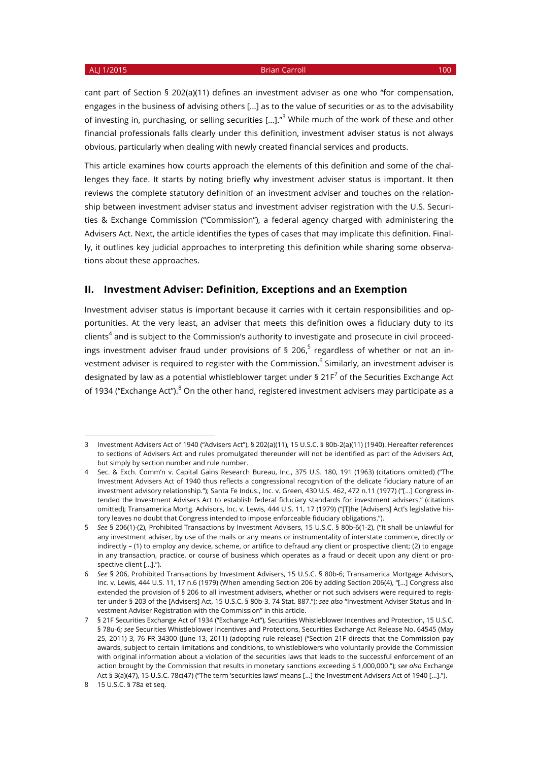cant part of Section § 202(a)(11) defines an investment adviser as one who "for compensation, engages in the business of advising others [...] as to the value of securities or as to the advisability of investing in, purchasing, or selling securities [...]."[3] While much of the work of these and other financial professionals falls clearly under this definition, investment adviser status is not always obvious, particularly when dealing with newly created financial services and products.

This article examines how courts approach the elements of this definition and some of the challenges they face. It starts by noting briefly why investment adviser status is important. It then reviews the complete statutory definition of an investment adviser and touches on the relationship between investment adviser status and investment adviser registration with the U.S. Securities & Exchange Commission ("Commission"), a federal agency charged with administering the Advisers Act. Next, the article identifies the types of cases that may implicate this definition. Finally, it outlines key judicial approaches to interpreting this definition while sharing some observations about these approaches.

## II. Investment Adviser: Definition, Exceptions and an Exemption

Investment adviser status is important because it carries with it certain responsibilities and opportunities. At the very least, an adviser that meets this definition owes a fiduciary duty to its clients[4] and is subject to the Commission's authority to investigate and prosecute in civil proceedings investment adviser fraud under provisions of § 206,[5] regardless of whether or not an investment adviser is required to register with the Commission.[6] Similarly, an investment adviser is designated by law as a potential whistleblower target under § 21F[7] of the Securities Exchange Act of 1934 ("Exchange Act").[8] On the other hand, registered investment advisers may participate as a

---

3 Investment Advisers Act of 1940 ("Advisers Act"), § 202(a)(11), 15 U.S.C. § 80b-2(a)(11) (1940). Hereafter references to sections of Advisers Act and rules promulgated thereunder will not be identified as part of the Advisers Act, but simply by section number and rule number.

4 Sec. & Exch. Comm'n v. Capital Gains Research Bureau, Inc., 375 U.S. 180, 191 (1963) (citations omitted) ("The Investment Advisers Act of 1940 thus reflects a congressional recognition of the delicate fiduciary nature of an investment advisory relationship."); Santa Fe Indus., Inc. v. Green, 430 U.S. 462, 472 n.11 (1977) ("[...] Congress intended the Investment Advisers Act to establish federal fiduciary standards for investment advisers." (citations omitted); Transamerica Mortg. Advisors, Inc. v. Lewis, 444 U.S. 11, 17 (1979) ("[T]he [Advisers] Act's legislative history leaves no doubt that Congress intended to impose enforceable fiduciary obligations.").

5 *See* § 206(1)-(2), Prohibited Transactions by Investment Advisers, 15 U.S.C. § 80b-6(1-2), ("It shall be unlawful for any investment adviser, by use of the mails or any means or instrumentality of interstate commerce, directly or indirectly – (1) to employ any device, scheme, or artifice to defraud any client or prospective client; (2) to engage in any transaction, practice, or course of business which operates as a fraud or deceit upon any client or prospective client [...].").

6 *See* § 206, Prohibited Transactions by Investment Advisers, 15 U.S.C. § 80b-6; Transamerica Mortgage Advisors, Inc. v. Lewis, 444 U.S. 11, 17 n.6 (1979) (When amending Section 206 by adding Section 206(4), "[...] Congress also extended the provision of § 206 to all investment advisers, whether or not such advisers were required to register under § 203 of the [Advisers] Act, 15 U.S.C. § 80b-3. 74 Stat. 887."); *see also* "Investment Adviser Status and Investment Adviser Registration with the Commission" in this article.

7 § 21F Securities Exchange Act of 1934 ("Exchange Act"), Securities Whistleblower Incentives and Protection, 15 U.S.C. § 78u-6*; see* Securities Whistleblower Incentives and Protections, Securities Exchange Act Release No. 64545 (May 25, 2011) 3, 76 FR 34300 (June 13, 2011) (adopting rule release) ("Section 21F directs that the Commission pay awards, subject to certain limitations and conditions, to whistleblowers who voluntarily provide the Commission with original information about a violation of the securities laws that leads to the successful enforcement of an action brought by the Commission that results in monetary sanctions exceeding $ 1,000,000."); *see also* Exchange Act § 3(a)(47), 15 U.S.C. 78c(47) ("The term 'securities laws' means [...] the Investment Advisers Act of 1940 [...].").

8 15 U.S.C. § 78a et seq.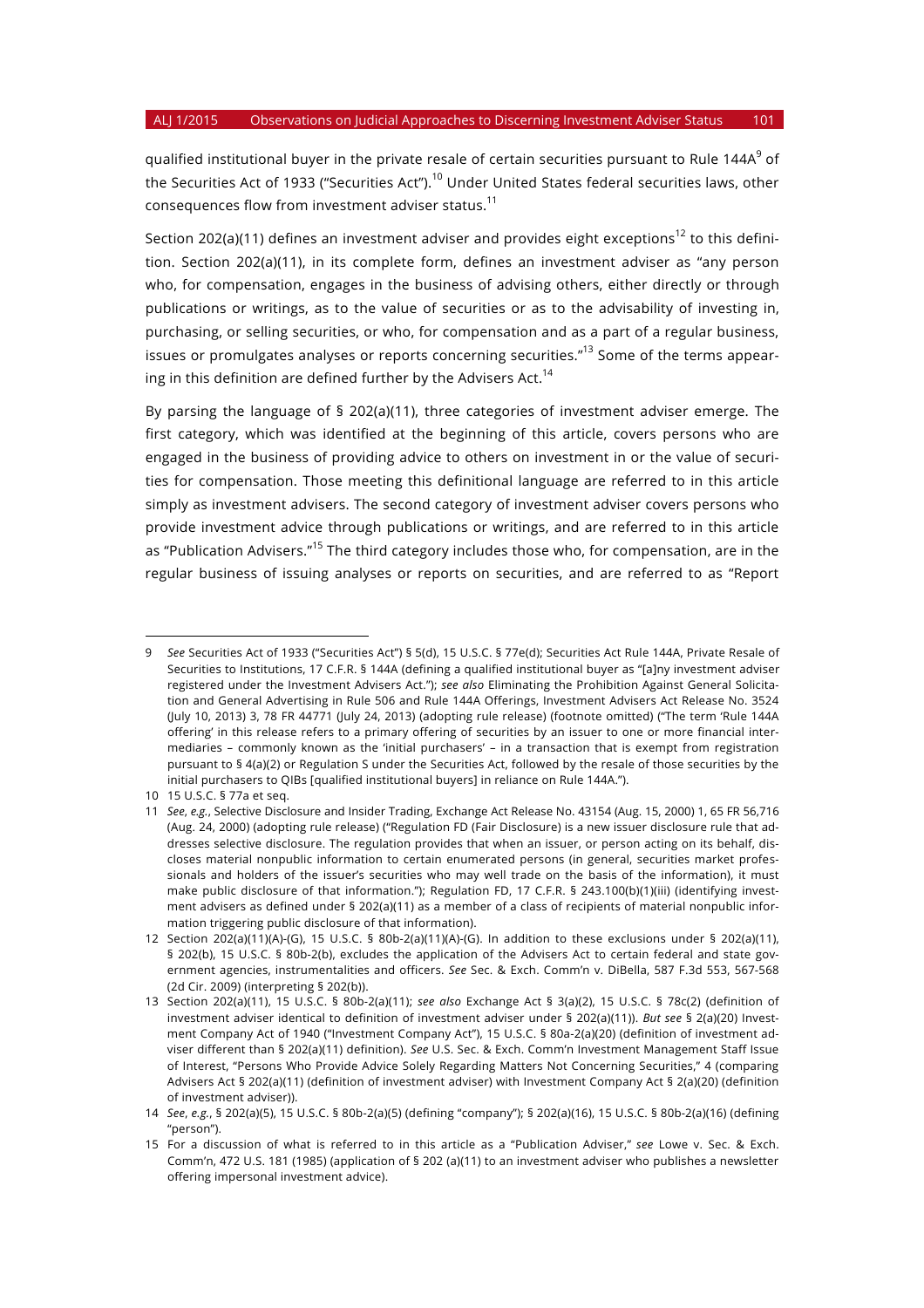qualified institutional buyer in the private resale of certain securities pursuant to Rule 144A[9] of the Securities Act of 1933 ("Securities Act").[10] Under United States federal securities laws, other consequences flow from investment adviser status.[11]

Section 202(a)(11) defines an investment adviser and provides eight exceptions[12] to this definition. Section 202(a)(11), in its complete form, defines an investment adviser as "any person who, for compensation, engages in the business of advising others, either directly or through publications or writings, as to the value of securities or as to the advisability of investing in, purchasing, or selling securities, or who, for compensation and as a part of a regular business, issues or promulgates analyses or reports concerning securities."[13] Some of the terms appearing in this definition are defined further by the Advisers Act.[14]

By parsing the language of § 202(a)(11), three categories of investment adviser emerge. The first category, which was identified at the beginning of this article, covers persons who are engaged in the business of providing advice to others on investment in or the value of securities for compensation. Those meeting this definitional language are referred to in this article simply as investment advisers. The second category of investment adviser covers persons who provide investment advice through publications or writings, and are referred to in this article as "Publication Advisers."[15] The third category includes those who, for compensation, are in the regular business of issuing analyses or reports on securities, and are referred to as "Report

---

9 *See* Securities Act of 1933 ("Securities Act") § 5(d), 15 U.S.C. § 77e(d); Securities Act Rule 144A, Private Resale of Securities to Institutions, 17 C.F.R. § 144A (defining a qualified institutional buyer as "[a]ny investment adviser registered under the Investment Advisers Act."); *see also* Eliminating the Prohibition Against General Solicitation and General Advertising in Rule 506 and Rule 144A Offerings, Investment Advisers Act Release No. 3524 (July 10, 2013) 3, 78 FR 44771 (July 24, 2013) (adopting rule release) (footnote omitted) ("The term 'Rule 144A offering' in this release refers to a primary offering of securities by an issuer to one or more financial intermediaries – commonly known as the 'initial purchasers' – in a transaction that is exempt from registration pursuant to § 4(a)(2) or Regulation S under the Securities Act, followed by the resale of those securities by the initial purchasers to QIBs [qualified institutional buyers] in reliance on Rule 144A.").

10 15 U.S.C. § 77a et seq.

11 *See, e.g.*, Selective Disclosure and Insider Trading, Exchange Act Release No. 43154 (Aug. 15, 2000) 1, 65 FR 56,716 (Aug. 24, 2000) (adopting rule release) ("Regulation FD (Fair Disclosure) is a new issuer disclosure rule that addresses selective disclosure. The regulation provides that when an issuer, or person acting on its behalf, discloses material nonpublic information to certain enumerated persons (in general, securities market professionals and holders of the issuer's securities who may well trade on the basis of the information), it must make public disclosure of that information."); Regulation FD, 17 C.F.R. § 243.100(b)(1)(iii) (identifying investment advisers as defined under § 202(a)(11) as a member of a class of recipients of material nonpublic information triggering public disclosure of that information).

12 Section 202(a)(11)(A)-(G), 15 U.S.C. § 80b-2(a)(11)(A)-(G). In addition to these exclusions under § 202(a)(11), § 202(b), 15 U.S.C. § 80b-2(b), excludes the application of the Advisers Act to certain federal and state government agencies, instrumentalities and officers. *See* Sec. & Exch. Comm'n v. DiBella, 587 F.3d 553, 567-568 (2d Cir. 2009) (interpreting § 202(b)).

13 Section 202(a)(11), 15 U.S.C. § 80b-2(a)(11); *see also* Exchange Act § 3(a)(2), 15 U.S.C. § 78c(2) (definition of investment adviser identical to definition of investment adviser under § 202(a)(11)). *But see* § 2(a)(20) Investment Company Act of 1940 ("Investment Company Act"), 15 U.S.C. § 80a-2(a)(20) (definition of investment adviser different than § 202(a)(11) definition). *See* U.S. Sec. & Exch. Comm'n Investment Management Staff Issue of Interest, "Persons Who Provide Advice Solely Regarding Matters Not Concerning Securities," 4 (comparing Advisers Act § 202(a)(11) (definition of investment adviser) with Investment Company Act § 2(a)(20) (definition of investment adviser)).

14 *See*, *e.g.*, § 202(a)(5), 15 U.S.C. § 80b-2(a)(5) (defining "company"); § 202(a)(16), 15 U.S.C. § 80b-2(a)(16) (defining "person").

15 For a discussion of what is referred to in this article as a "Publication Adviser," *see* Lowe v. Sec. & Exch. Comm'n, 472 U.S. 181 (1985) (application of § 202 (a)(11) to an investment adviser who publishes a newsletter offering impersonal investment advice).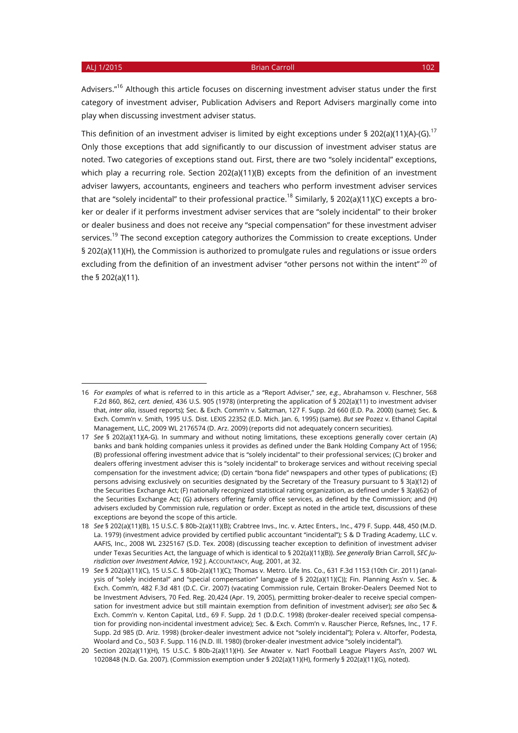Advisers."[16] Although this article focuses on discerning investment adviser status under the first category of investment adviser, Publication Advisers and Report Advisers marginally come into play when discussing investment adviser status.

This definition of an investment adviser is limited by eight exceptions under § 202(a)(11)(A)-(G).[17] Only those exceptions that add significantly to our discussion of investment adviser status are noted. Two categories of exceptions stand out. First, there are two "solely incidental" exceptions, which play a recurring role. Section 202(a)(11)(B) excepts from the definition of an investment adviser lawyers, accountants, engineers and teachers who perform investment adviser services that are "solely incidental" to their professional practice.[18] Similarly, § 202(a)(11)(C) excepts a broker or dealer if it performs investment adviser services that are "solely incidental" to their broker or dealer business and does not receive any "special compensation" for these investment adviser services.[19] The second exception category authorizes the Commission to create exceptions. Under § 202(a)(11)(H), the Commission is authorized to promulgate rules and regulations or issue orders excluding from the definition of an investment adviser "other persons not within the intent"[20] of the § 202(a)(11).

---

16 *For examples* of what is referred to in this article as a "Report Adviser," *see*, *e.g.*, Abrahamson v. Fleschner, 568 F.2d 860, 862, *cert. denied*, 436 U.S. 905 (1978) (interpreting the application of § 202(a)(11) to investment adviser that, *inter alia*, issued reports); Sec. & Exch. Comm'n v. Saltzman, 127 F. Supp. 2d 660 (E.D. Pa. 2000) (same); Sec. & Exch. Comm'n v. Smith, 1995 U.S. Dist. LEXIS 22352 (E.D. Mich. Jan. 6, 1995) (same). *But see* Pozez v. Ethanol Capital Management, LLC, 2009 WL 2176574 (D. Arz. 2009) (reports did not adequately concern securities).

17 *See* § 202(a)(11)(A-G). In summary and without noting limitations, these exceptions generally cover certain (A) banks and bank holding companies unless it provides as defined under the Bank Holding Company Act of 1956; (B) professional offering investment advice that is "solely incidental" to their professional services; (C) broker and dealers offering investment adviser this is "solely incidental" to brokerage services and without receiving special compensation for the investment advice; (D) certain "bona fide" newspapers and other types of publications; (E) persons advising exclusively on securities designated by the Secretary of the Treasury pursuant to § 3(a)(12) of the Securities Exchange Act; (F) nationally recognized statistical rating organization, as defined under § 3(a)(62) of the Securities Exchange Act; (G) advisers offering family office services, as defined by the Commission; and (H) advisers excluded by Commission rule, regulation or order. Except as noted in the article text, discussions of these exceptions are beyond the scope of this article.

18 *See* § 202(a)(11)(B), 15 U.S.C. § 80b-2(a)(11)(B); Crabtree Invs., Inc. v. Aztec Enters., Inc., 479 F. Supp. 448, 450 (M.D. La. 1979) (investment advice provided by certified public accountant "incidental"); S & D Trading Academy, LLC v. AAFIS, Inc., 2008 WL 2325167 (S.D. Tex. 2008) (discussing teacher exception to definition of investment adviser under Texas Securities Act, the language of which is identical to § 202(a)(11)(B)). *See generally* Brian Carroll, *SEC Jurisdiction over Investment Advice*, 192 J. ACCOUNTANCY, Aug. 2001, at 32.

19 *See* § 202(a)(11)(C), 15 U.S.C. § 80b-2(a)(11)(C); Thomas v. Metro. Life Ins. Co., 631 F.3d 1153 (10th Cir. 2011) (analysis of "solely incidental" and "special compensation" language of § 202(a)(11)(C)); Fin. Planning Ass'n v. Sec. & Exch. Comm'n, 482 F.3d 481 (D.C. Cir. 2007) (vacating Commission rule, Certain Broker-Dealers Deemed Not to be Investment Advisers, 70 Fed. Reg. 20,424 (Apr. 19, 2005), permitting broker-dealer to receive special compensation for investment advice but still maintain exemption from definition of investment adviser); *see also* Sec & Exch. Comm'n v. Kenton Capital, Ltd., 69 F. Supp. 2d 1 (D.D.C. 1998) (broker-dealer received special compensation for providing non-incidental investment advice); Sec. & Exch. Comm'n v. Rauscher Pierce, Refsnes, Inc., 17 F. Supp. 2d 985 (D. Ariz. 1998) (broker-dealer investment advice not "solely incidental"); Polera v. Altorfer, Podesta, Woolard and Co., 503 F. Supp. 116 (N.D. Ill. 1980) (broker-dealer investment advice "solely incidental").

20 Section 202(a)(11)(H), 15 U.S.C. § 80b-2(a)(11)(H). *See* Atwater v. Nat'l Football League Players Ass'n, 2007 WL 1020848 (N.D. Ga. 2007). (Commission exemption under § 202(a)(11)(H), formerly § 202(a)(11)(G), noted).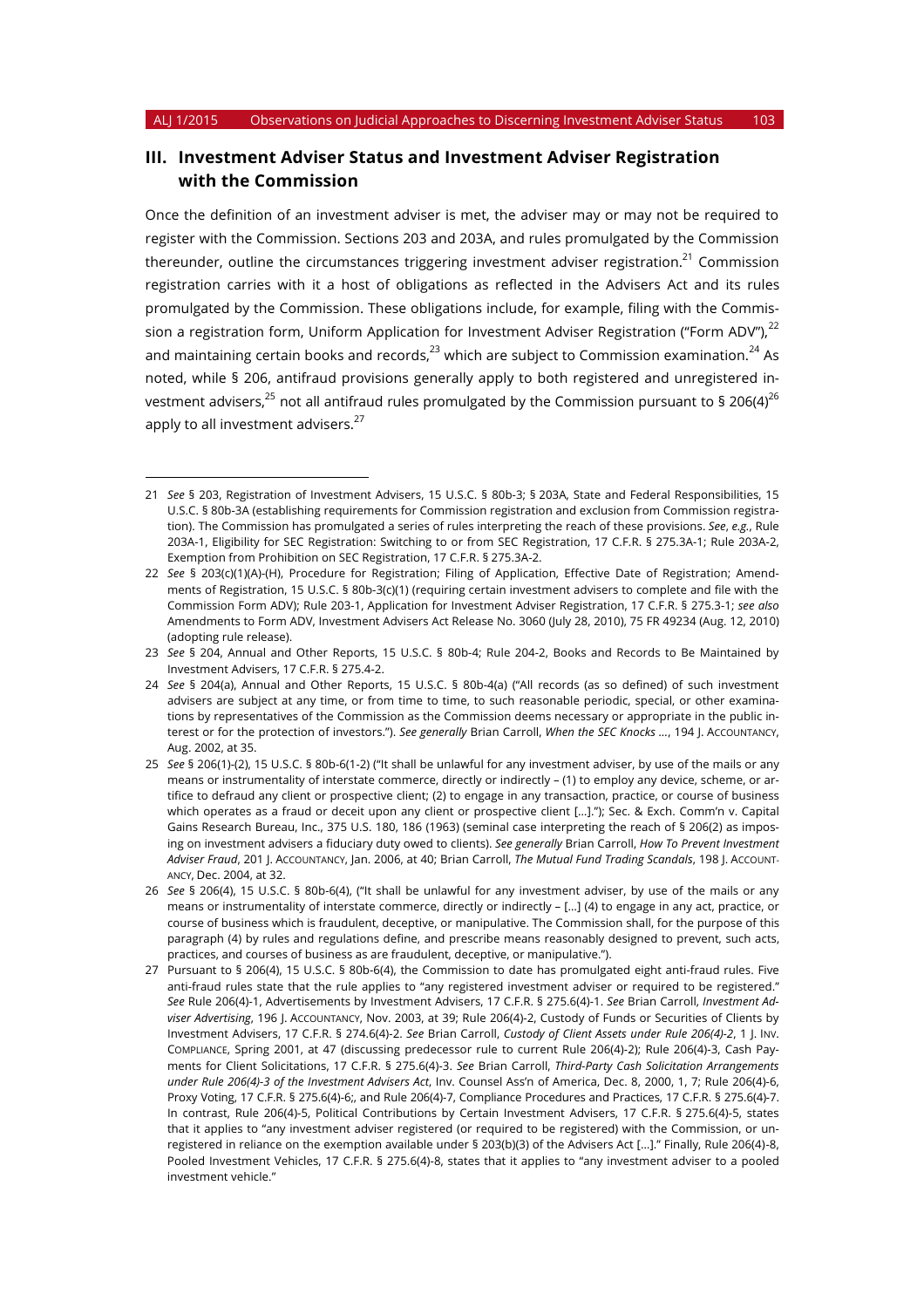## III. Investment Adviser Status and Investment Adviser Registration with the Commission

Once the definition of an investment adviser is met, the adviser may or may not be required to register with the Commission. Sections 203 and 203A, and rules promulgated by the Commission thereunder, outline the circumstances triggering investment adviser registration.[21] Commission registration carries with it a host of obligations as reflected in the Advisers Act and its rules promulgated by the Commission. These obligations include, for example, filing with the Commission a registration form, Uniform Application for Investment Adviser Registration ("Form ADV"),[22] and maintaining certain books and records,[23] which are subject to Commission examination.[24] As noted, while § 206, antifraud provisions generally apply to both registered and unregistered investment advisers,[25] not all antifraud rules promulgated by the Commission pursuant to § 206(4)[26] apply to all investment advisers.[27]

---

21 *See* § 203, Registration of Investment Advisers, 15 U.S.C. § 80b-3; § 203A, State and Federal Responsibilities, 15 U.S.C. § 80b-3A (establishing requirements for Commission registration and exclusion from Commission registration). The Commission has promulgated a series of rules interpreting the reach of these provisions. *See*, *e.g.*, Rule 203A-1, Eligibility for SEC Registration: Switching to or from SEC Registration, 17 C.F.R. § 275.3A-1; Rule 203A-2, Exemption from Prohibition on SEC Registration, 17 C.F.R. § 275.3A-2.

22 *See* § 203(c)(1)(A)-(H), Procedure for Registration; Filing of Application, Effective Date of Registration; Amendments of Registration, 15 U.S.C. § 80b-3(c)(1) (requiring certain investment advisers to complete and file with the Commission Form ADV); Rule 203-1, Application for Investment Adviser Registration, 17 C.F.R. § 275.3-1; *see also* Amendments to Form ADV, Investment Advisers Act Release No. 3060 (July 28, 2010), 75 FR 49234 (Aug. 12, 2010) (adopting rule release).

23 *See* § 204, Annual and Other Reports, 15 U.S.C. § 80b-4; Rule 204-2, Books and Records to Be Maintained by Investment Advisers, 17 C.F.R. § 275.4-2.

24 *See* § 204(a), Annual and Other Reports, 15 U.S.C. § 80b-4(a) ("All records (as so defined) of such investment advisers are subject at any time, or from time to time, to such reasonable periodic, special, or other examinations by representatives of the Commission as the Commission deems necessary or appropriate in the public interest or for the protection of investors."). *See generally* Brian Carroll, *When the SEC Knocks …*, 194 J. ACCOUNTANCY, Aug. 2002, at 35.

25 *See* § 206(1)-(2), 15 U.S.C. § 80b-6(1-2) ("It shall be unlawful for any investment adviser, by use of the mails or any means or instrumentality of interstate commerce, directly or indirectly – (1) to employ any device, scheme, or artifice to defraud any client or prospective client; (2) to engage in any transaction, practice, or course of business which operates as a fraud or deceit upon any client or prospective client […]."); Sec. & Exch. Comm'n v. Capital Gains Research Bureau, Inc., 375 U.S. 180, 186 (1963) (seminal case interpreting the reach of § 206(2) as imposing on investment advisers a fiduciary duty owed to clients). *See generally* Brian Carroll, *How To Prevent Investment Adviser Fraud*, 201 J. ACCOUNTANCY, Jan. 2006, at 40; Brian Carroll, *The Mutual Fund Trading Scandals*, 198 J. ACCOUNTANCY, Dec. 2004, at 32.

26 *See* § 206(4), 15 U.S.C. § 80b-6(4), ("It shall be unlawful for any investment adviser, by use of the mails or any means or instrumentality of interstate commerce, directly or indirectly – […] (4) to engage in any act, practice, or course of business which is fraudulent, deceptive, or manipulative. The Commission shall, for the purpose of this paragraph (4) by rules and regulations define, and prescribe means reasonably designed to prevent, such acts, practices, and courses of business as are fraudulent, deceptive, or manipulative.").

27 Pursuant to § 206(4), 15 U.S.C. § 80b-6(4), the Commission to date has promulgated eight anti-fraud rules. Five anti-fraud rules state that the rule applies to "any registered investment adviser or required to be registered." *See* Rule 206(4)-1, Advertisements by Investment Advisers, 17 C.F.R. § 275.6(4)-1. *See* Brian Carroll, *Investment Adviser Advertising*, 196 J. ACCOUNTANCY, Nov. 2003, at 39; Rule 206(4)-2, Custody of Funds or Securities of Clients by Investment Advisers, 17 C.F.R. § 274.6(4)-2. *See* Brian Carroll, *Custody of Client Assets under Rule 206(4)-2*, 1 J. INV. COMPLIANCE, Spring 2001, at 47 (discussing predecessor rule to current Rule 206(4)-2); Rule 206(4)-3, Cash Payments for Client Solicitations, 17 C.F.R. § 275.6(4)-3. *See* Brian Carroll, *Third-Party Cash Solicitation Arrangements under Rule 206(4)-3 of the Investment Advisers Act*, Inv. Counsel Ass'n of America, Dec. 8, 2000, 1, 7; Rule 206(4)-6, Proxy Voting, 17 C.F.R. § 275.6(4)-6;, and Rule 206(4)-7, Compliance Procedures and Practices, 17 C.F.R. § 275.6(4)-7. In contrast, Rule 206(4)-5, Political Contributions by Certain Investment Advisers, 17 C.F.R. § 275.6(4)-5, states that it applies to "any investment adviser registered (or required to be registered) with the Commission, or unregistered in reliance on the exemption available under § 203(b)(3) of the Advisers Act […]." Finally, Rule 206(4)-8, Pooled Investment Vehicles, 17 C.F.R. § 275.6(4)-8, states that it applies to "any investment adviser to a pooled investment vehicle."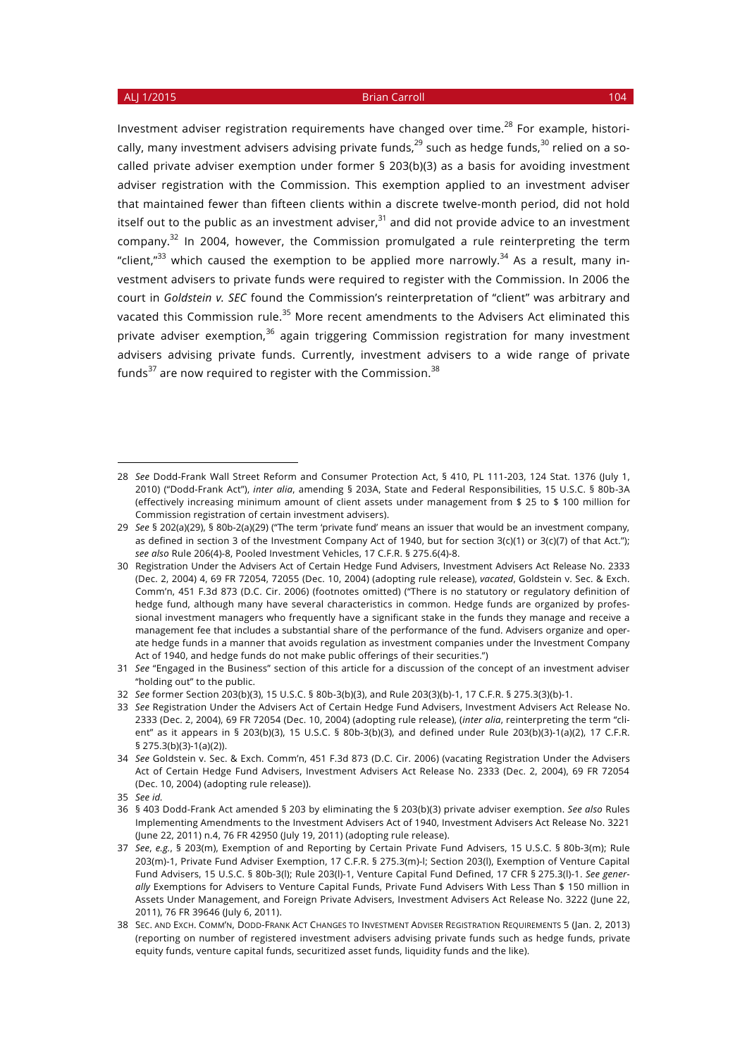Investment adviser registration requirements have changed over time.[28] For example, historically, many investment advisers advising private funds,[29] such as hedge funds,[30] relied on a so-called private adviser exemption under former § 203(b)(3) as a basis for avoiding investment adviser registration with the Commission. This exemption applied to an investment adviser that maintained fewer than fifteen clients within a discrete twelve-month period, did not hold itself out to the public as an investment adviser,[31] and did not provide advice to an investment company.[32] In 2004, however, the Commission promulgated a rule reinterpreting the term "client,"[33] which caused the exemption to be applied more narrowly.[34] As a result, many investment advisers to private funds were required to register with the Commission. In 2006 the court in *Goldstein v. SEC* found the Commission's reinterpretation of "client" was arbitrary and vacated this Commission rule.[35] More recent amendments to the Advisers Act eliminated this private adviser exemption,[36] again triggering Commission registration for many investment advisers advising private funds. Currently, investment advisers to a wide range of private funds[37] are now required to register with the Commission.[38]

---

28 *See* Dodd-Frank Wall Street Reform and Consumer Protection Act, § 410, PL 111-203, 124 Stat. 1376 (July 1, 2010) ("Dodd-Frank Act"), *inter alia*, amending § 203A, State and Federal Responsibilities, 15 U.S.C. § 80b-3A (effectively increasing minimum amount of client assets under management from $ 25 to $ 100 million for Commission registration of certain investment advisers).

29 *See* § 202(a)(29), § 80b-2(a)(29) ("The term 'private fund' means an issuer that would be an investment company, as defined in section 3 of the Investment Company Act of 1940, but for section 3(c)(1) or 3(c)(7) of that Act."); *see also* Rule 206(4)-8, Pooled Investment Vehicles, 17 C.F.R. § 275.6(4)-8.

30 Registration Under the Advisers Act of Certain Hedge Fund Advisers, Investment Advisers Act Release No. 2333 (Dec. 2, 2004) 4, 69 FR 72054, 72055 (Dec. 10, 2004) (adopting rule release), *vacated*, Goldstein v. Sec. & Exch. Comm'n, 451 F.3d 873 (D.C. Cir. 2006) (footnotes omitted) ("There is no statutory or regulatory definition of hedge fund, although many have several characteristics in common. Hedge funds are organized by professional investment managers who frequently have a significant stake in the funds they manage and receive a management fee that includes a substantial share of the performance of the fund. Advisers organize and operate hedge funds in a manner that avoids regulation as investment companies under the Investment Company Act of 1940, and hedge funds do not make public offerings of their securities.")

31 *See* "Engaged in the Business" section of this article for a discussion of the concept of an investment adviser "holding out" to the public.

32 *See* former Section 203(b)(3), 15 U.S.C. § 80b-3(b)(3), and Rule 203(3)(b)-1, 17 C.F.R. § 275.3(3)(b)-1.

33 *See* Registration Under the Advisers Act of Certain Hedge Fund Advisers, Investment Advisers Act Release No. 2333 (Dec. 2, 2004), 69 FR 72054 (Dec. 10, 2004) (adopting rule release), (*inter alia*, reinterpreting the term "client" as it appears in § 203(b)(3), 15 U.S.C. § 80b-3(b)(3), and defined under Rule 203(b)(3)-1(a)(2), 17 C.F.R. § 275.3(b)(3)-1(a)(2)).

34 *See* Goldstein v. Sec. & Exch. Comm'n, 451 F.3d 873 (D.C. Cir. 2006) (vacating Registration Under the Advisers Act of Certain Hedge Fund Advisers, Investment Advisers Act Release No. 2333 (Dec. 2, 2004), 69 FR 72054 (Dec. 10, 2004) (adopting rule release)).

35 *See id.*

36 § 403 Dodd-Frank Act amended § 203 by eliminating the § 203(b)(3) private adviser exemption. *See also* Rules Implementing Amendments to the Investment Advisers Act of 1940, Investment Advisers Act Release No. 3221 (June 22, 2011) n.4, 76 FR 42950 (July 19, 2011) (adopting rule release).

37 *See*, *e.g.*, § 203(m), Exemption of and Reporting by Certain Private Fund Advisers, 15 U.S.C. § 80b-3(m); Rule 203(m)-1, Private Fund Adviser Exemption, 17 C.F.R. § 275.3(m)-l; Section 203(l), Exemption of Venture Capital Fund Advisers, 15 U.S.C. § 80b-3(l); Rule 203(l)-1, Venture Capital Fund Defined, 17 CFR § 275.3(l)-1. *See generally* Exemptions for Advisers to Venture Capital Funds, Private Fund Advisers With Less Than $ 150 million in Assets Under Management, and Foreign Private Advisers, Investment Advisers Act Release No. 3222 (June 22, 2011), 76 FR 39646 (July 6, 2011).

38 SEC. AND EXCH. COMM'N, DODD-FRANK ACT CHANGES TO INVESTMENT ADVISER REGISTRATION REQUIREMENTS 5 (Jan. 2, 2013) (reporting on number of registered investment advisers advising private funds such as hedge funds, private equity funds, venture capital funds, securitized asset funds, liquidity funds and the like).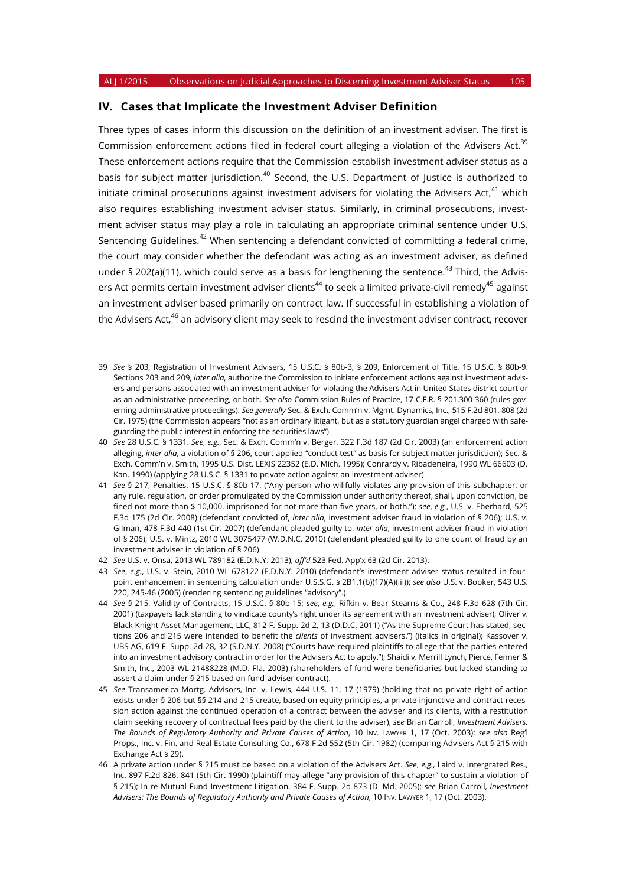## IV. Cases that Implicate the Investment Adviser Definition

Three types of cases inform this discussion on the definition of an investment adviser. The first is Commission enforcement actions filed in federal court alleging a violation of the Advisers Act.[39] These enforcement actions require that the Commission establish investment adviser status as a basis for subject matter jurisdiction.[40] Second, the U.S. Department of Justice is authorized to initiate criminal prosecutions against investment advisers for violating the Advisers Act,[41] which also requires establishing investment adviser status. Similarly, in criminal prosecutions, investment adviser status may play a role in calculating an appropriate criminal sentence under U.S. Sentencing Guidelines.[42] When sentencing a defendant convicted of committing a federal crime, the court may consider whether the defendant was acting as an investment adviser, as defined under § 202(a)(11), which could serve as a basis for lengthening the sentence.[43] Third, the Advisers Act permits certain investment adviser clients[44] to seek a limited private-civil remedy[45] against an investment adviser based primarily on contract law. If successful in establishing a violation of the Advisers Act,[46] an advisory client may seek to rescind the investment adviser contract, recover

---

39 *See* § 203, Registration of Investment Advisers, 15 U.S.C. § 80b-3; § 209, Enforcement of Title, 15 U.S.C. § 80b-9. Sections 203 and 209, *inter alia*, authorize the Commission to initiate enforcement actions against investment advisers and persons associated with an investment adviser for violating the Advisers Act in United States district court or as an administrative proceeding, or both. *See also* Commission Rules of Practice, 17 C.F.R. § 201.300-360 (rules governing administrative proceedings). *See generally* Sec. & Exch. Comm'n v. Mgmt. Dynamics, Inc., 515 F.2d 801, 808 (2d Cir. 1975) (the Commission appears "not as an ordinary litigant, but as a statutory guardian angel charged with safeguarding the public interest in enforcing the securities laws").

40 *See* 28 U.S.C. § 1331. *See*, *e.g.*, Sec. & Exch. Comm'n v. Berger, 322 F.3d 187 (2d Cir. 2003) (an enforcement action alleging, *inter alia*, a violation of § 206, court applied "conduct test" as basis for subject matter jurisdiction); Sec. & Exch. Comm'n v. Smith, 1995 U.S. Dist. LEXIS 22352 (E.D. Mich. 1995); Conrardy v. Ribadeneira, 1990 WL 66603 (D. Kan. 1990) (applying 28 U.S.C. § 1331 to private action against an investment adviser).

41 *See* § 217, Penalties, 15 U.S.C. § 80b-17. ("Any person who willfully violates any provision of this subchapter, or any rule, regulation, or order promulgated by the Commission under authority thereof, shall, upon conviction, be fined not more than $ 10,000, imprisoned for not more than five years, or both."); *see*, *e.g.*, U.S. v. Eberhard, 525 F.3d 175 (2d Cir. 2008) (defendant convicted of, *inter alia*, investment adviser fraud in violation of § 206); U.S. v. Gilman, 478 F.3d 440 (1st Cir. 2007) (defendant pleaded guilty to, *inter alia*, investment adviser fraud in violation of § 206); U.S. v. Mintz, 2010 WL 3075477 (W.D.N.C. 2010) (defendant pleaded guilty to one count of fraud by an investment adviser in violation of § 206).

42 *See* U.S. v. Onsa, 2013 WL 789182 (E.D.N.Y. 2013), *aff'd* 523 Fed. App'x 63 (2d Cir. 2013).

43 *See*, *e.g.*, U.S. v. Stein, 2010 WL 678122 (E.D.N.Y. 2010) (defendant's investment adviser status resulted in four-point enhancement in sentencing calculation under U.S.S.G. § 2B1.1(b)(17)(A)(iii)); *see also* U.S. v. Booker, 543 U.S. 220, 245-46 (2005) (rendering sentencing guidelines "advisory".).

44 *See* § 215, Validity of Contracts, 15 U.S.C. § 80b-15; *see*, *e.g.*, Rifkin v. Bear Stearns & Co., 248 F.3d 628 (7th Cir. 2001) (taxpayers lack standing to vindicate county's right under its agreement with an investment adviser); Oliver v. Black Knight Asset Management, LLC, 812 F. Supp. 2d 2, 13 (D.D.C. 2011) ("As the Supreme Court has stated, sections 206 and 215 were intended to benefit the *clients* of investment advisers.") (italics in original); Kassover v. UBS AG, 619 F. Supp. 2d 28, 32 (S.D.N.Y. 2008) ("Courts have required plaintiffs to allege that the parties entered into an investment advisory contract in order for the Advisers Act to apply."); Shaidi v. Merrill Lynch, Pierce, Fenner & Smith, Inc., 2003 WL 21488228 (M.D. Fla. 2003) (shareholders of fund were beneficiaries but lacked standing to assert a claim under § 215 based on fund-adviser contract).

45 *See* Transamerica Mortg. Advisors, Inc. v. Lewis, 444 U.S. 11, 17 (1979) (holding that no private right of action exists under § 206 but §§ 214 and 215 create, based on equity principles, a private injunctive and contract recession action against the continued operation of a contract between the adviser and its clients, with a restitution claim seeking recovery of contractual fees paid by the client to the adviser); *see* Brian Carroll, *Investment Advisers: The Bounds of Regulatory Authority and Private Causes of Action*, 10 INV. LAWYER 1, 17 (Oct. 2003); *see also* Reg'l Props., Inc. v. Fin. and Real Estate Consulting Co., 678 F.2d 552 (5th Cir. 1982) (comparing Advisers Act § 215 with Exchange Act § 29).

46 A private action under § 215 must be based on a violation of the Advisers Act. *See*, *e.g.*, Laird v. Intergrated Res., Inc. 897 F.2d 826, 841 (5th Cir. 1990) (plaintiff may allege "any provision of this chapter" to sustain a violation of § 215); In re Mutual Fund Investment Litigation, 384 F. Supp. 2d 873 (D. Md. 2005); *see* Brian Carroll, *Investment Advisers: The Bounds of Regulatory Authority and Private Causes of Action*, 10 INV. LAWYER 1, 17 (Oct. 2003).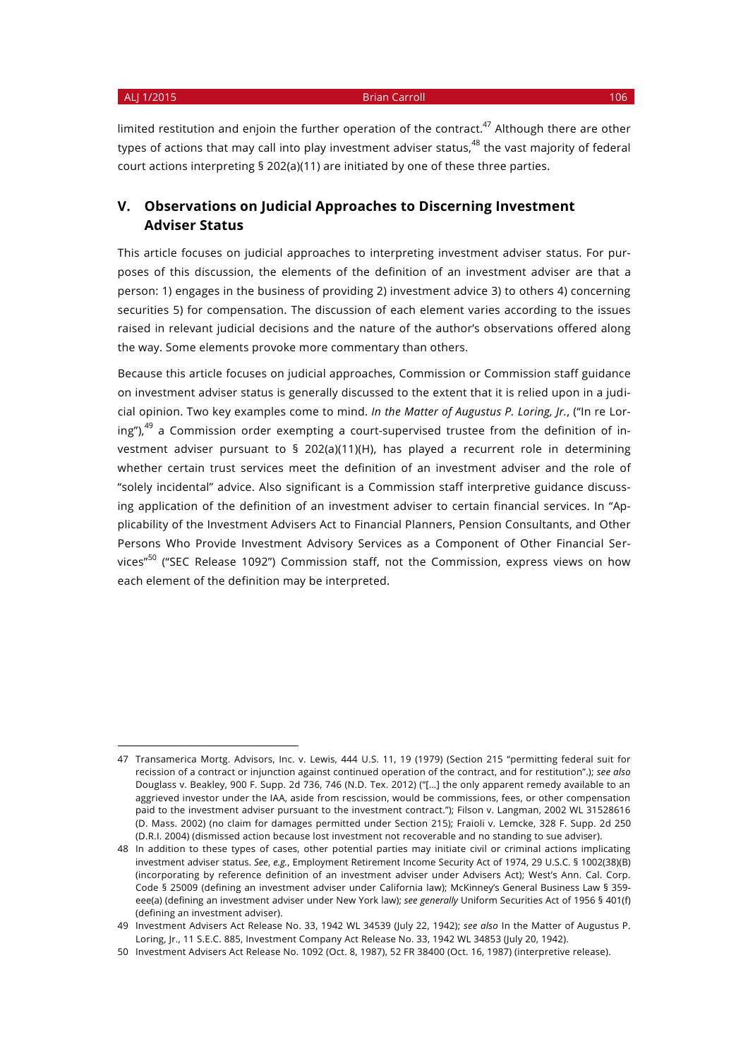limited restitution and enjoin the further operation of the contract.[47] Although there are other types of actions that may call into play investment adviser status,[48] the vast majority of federal court actions interpreting § 202(a)(11) are initiated by one of these three parties.

## V. Observations on Judicial Approaches to Discerning Investment Adviser Status

This article focuses on judicial approaches to interpreting investment adviser status. For purposes of this discussion, the elements of the definition of an investment adviser are that a person: 1) engages in the business of providing 2) investment advice 3) to others 4) concerning securities 5) for compensation. The discussion of each element varies according to the issues raised in relevant judicial decisions and the nature of the author's observations offered along the way. Some elements provoke more commentary than others.

Because this article focuses on judicial approaches, Commission or Commission staff guidance on investment adviser status is generally discussed to the extent that it is relied upon in a judicial opinion. Two key examples come to mind. *In the Matter of Augustus P. Loring, Jr.*, ("In re Loring"),[49] a Commission order exempting a court-supervised trustee from the definition of investment adviser pursuant to § 202(a)(11)(H), has played a recurrent role in determining whether certain trust services meet the definition of an investment adviser and the role of "solely incidental" advice. Also significant is a Commission staff interpretive guidance discussing application of the definition of an investment adviser to certain financial services. In "Applicability of the Investment Advisers Act to Financial Planners, Pension Consultants, and Other Persons Who Provide Investment Advisory Services as a Component of Other Financial Services"[50] ("SEC Release 1092") Commission staff, not the Commission, express views on how each element of the definition may be interpreted.

---

47 Transamerica Mortg. Advisors, Inc. v. Lewis, 444 U.S. 11, 19 (1979) (Section 215 "permitting federal suit for recission of a contract or injunction against continued operation of the contract, and for restitution".); *see also* Douglass v. Beakley, 900 F. Supp. 2d 736, 746 (N.D. Tex. 2012) ("[...] the only apparent remedy available to an aggrieved investor under the IAA, aside from rescission, would be commissions, fees, or other compensation paid to the investment adviser pursuant to the investment contract."); Filson v. Langman, 2002 WL 31528616 (D. Mass. 2002) (no claim for damages permitted under Section 215); Fraioli v. Lemcke, 328 F. Supp. 2d 250 (D.R.I. 2004) (dismissed action because lost investment not recoverable and no standing to sue adviser).

48 In addition to these types of cases, other potential parties may initiate civil or criminal actions implicating investment adviser status. *See*, *e.g.*, Employment Retirement Income Security Act of 1974, 29 U.S.C. § 1002(38)(B) (incorporating by reference definition of an investment adviser under Advisers Act); West's Ann. Cal. Corp. Code § 25009 (defining an investment adviser under California law); McKinney's General Business Law § 359-eee(a) (defining an investment adviser under New York law); *see generally* Uniform Securities Act of 1956 § 401(f) (defining an investment adviser).

49 Investment Advisers Act Release No. 33, 1942 WL 34539 (July 22, 1942); *see also* In the Matter of Augustus P. Loring, Jr., 11 S.E.C. 885, Investment Company Act Release No. 33, 1942 WL 34853 (July 20, 1942).

50 Investment Advisers Act Release No. 1092 (Oct. 8, 1987), 52 FR 38400 (Oct. 16, 1987) (interpretive release).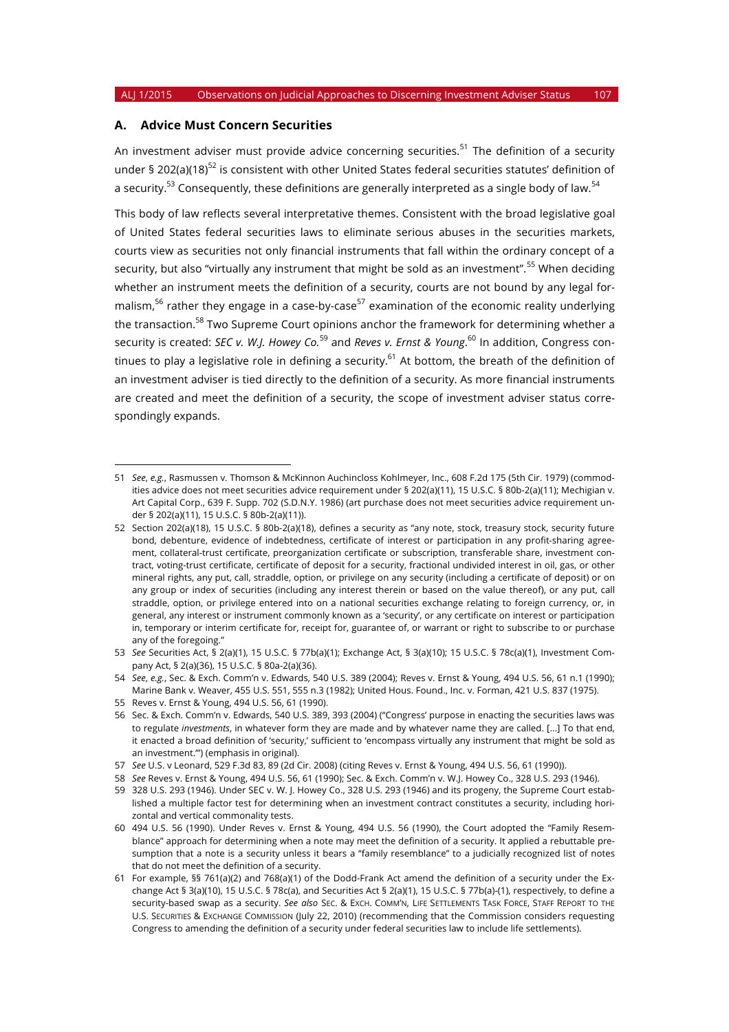### A. Advice Must Concern Securities

An investment adviser must provide advice concerning securities.[51] The definition of a security under § 202(a)(18)[52] is consistent with other United States federal securities statutes' definition of a security.[53] Consequently, these definitions are generally interpreted as a single body of law.[54]

This body of law reflects several interpretative themes. Consistent with the broad legislative goal of United States federal securities laws to eliminate serious abuses in the securities markets, courts view as securities not only financial instruments that fall within the ordinary concept of a security, but also "virtually any instrument that might be sold as an investment".[55] When deciding whether an instrument meets the definition of a security, courts are not bound by any legal formalism,[56] rather they engage in a case-by-case[57] examination of the economic reality underlying the transaction.[58] Two Supreme Court opinions anchor the framework for determining whether a security is created: *SEC v. W.J. Howey Co.*[59] and *Reves v. Ernst & Young*.[60] In addition, Congress continues to play a legislative role in defining a security.[61] At bottom, the breath of the definition of an investment adviser is tied directly to the definition of a security. As more financial instruments are created and meet the definition of a security, the scope of investment adviser status correspondingly expands.

---

51 *See*, *e.g.*, Rasmussen v. Thomson & McKinnon Auchincloss Kohlmeyer, Inc., 608 F.2d 175 (5th Cir. 1979) (commodities advice does not meet securities advice requirement under § 202(a)(11), 15 U.S.C. § 80b-2(a)(11); Mechigian v. Art Capital Corp., 639 F. Supp. 702 (S.D.N.Y. 1986) (art purchase does not meet securities advice requirement under § 202(a)(11), 15 U.S.C. § 80b-2(a)(11)).

52 Section 202(a)(18), 15 U.S.C. § 80b-2(a)(18), defines a security as "any note, stock, treasury stock, security future bond, debenture, evidence of indebtedness, certificate of interest or participation in any profit-sharing agreement, collateral-trust certificate, preorganization certificate or subscription, transferable share, investment contract, voting-trust certificate, certificate of deposit for a security, fractional undivided interest in oil, gas, or other mineral rights, any put, call, straddle, option, or privilege on any security (including a certificate of deposit) or on any group or index of securities (including any interest therein or based on the value thereof), or any put, call straddle, option, or privilege entered into on a national securities exchange relating to foreign currency, or, in general, any interest or instrument commonly known as a 'security', or any certificate on interest or participation in, temporary or interim certificate for, receipt for, guarantee of, or warrant or right to subscribe to or purchase any of the foregoing."

53 *See* Securities Act, § 2(a)(1), 15 U.S.C. § 77b(a)(1); Exchange Act, § 3(a)(10); 15 U.S.C. § 78c(a)(1), Investment Company Act, § 2(a)(36), 15 U.S.C. § 80a-2(a)(36).

54 *See*, *e.g.*, Sec. & Exch. Comm'n v. Edwards, 540 U.S. 389 (2004); Reves v. Ernst & Young, 494 U.S. 56, 61 n.1 (1990); Marine Bank v. Weaver, 455 U.S. 551, 555 n.3 (1982); United Hous. Found., Inc. v. Forman, 421 U.S. 837 (1975).

55 Reves v. Ernst & Young, 494 U.S. 56, 61 (1990).

56 Sec. & Exch. Comm'n v. Edwards, 540 U.S. 389, 393 (2004) ("Congress' purpose in enacting the securities laws was to regulate *investments*, in whatever form they are made and by whatever name they are called. […] To that end, it enacted a broad definition of 'security,' sufficient to 'encompass virtually any instrument that might be sold as an investment.'") (emphasis in original).

57 *See* U.S. v Leonard, 529 F.3d 83, 89 (2d Cir. 2008) (citing Reves v. Ernst & Young, 494 U.S. 56, 61 (1990)).

58 *See* Reves v. Ernst & Young, 494 U.S. 56, 61 (1990); Sec. & Exch. Comm'n v. W.J. Howey Co., 328 U.S. 293 (1946).

59 328 U.S. 293 (1946). Under SEC v. W. J. Howey Co., 328 U.S. 293 (1946) and its progeny, the Supreme Court established a multiple factor test for determining when an investment contract constitutes a security, including horizontal and vertical commonality tests.

60 494 U.S. 56 (1990). Under Reves v. Ernst & Young, 494 U.S. 56 (1990), the Court adopted the "Family Resemblance" approach for determining when a note may meet the definition of a security. It applied a rebuttable presumption that a note is a security unless it bears a "family resemblance" to a judicially recognized list of notes that do not meet the definition of a security.

61 For example, §§ 761(a)(2) and 768(a)(1) of the Dodd-Frank Act amend the definition of a security under the Exchange Act § 3(a)(10), 15 U.S.C. § 78c(a), and Securities Act § 2(a)(1), 15 U.S.C. § 77b(a)-(1), respectively, to define a security-based swap as a security. *See also* Sec. & Exch. Comm'n, Life Settlements Task Force, Staff Report to the U.S. Securities & Exchange Commission (July 22, 2010) (recommending that the Commission considers requesting Congress to amending the definition of a security under federal securities law to include life settlements).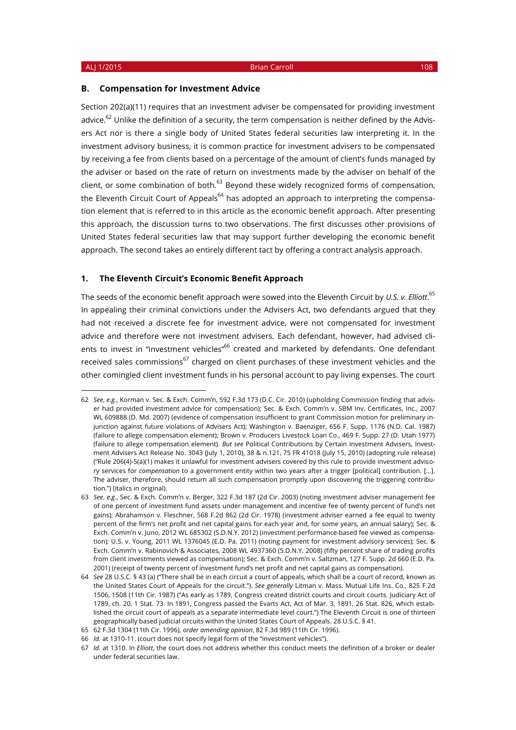## B. Compensation for Investment Advice

Section 202(a)(11) requires that an investment adviser be compensated for providing investment advice.[62] Unlike the definition of a security, the term compensation is neither defined by the Advisers Act nor is there a single body of United States federal securities law interpreting it. In the investment advisory business, it is common practice for investment advisers to be compensated by receiving a fee from clients based on a percentage of the amount of client's funds managed by the adviser or based on the rate of return on investments made by the adviser on behalf of the client, or some combination of both.[63] Beyond these widely recognized forms of compensation, the Eleventh Circuit Court of Appeals[64] has adopted an approach to interpreting the compensation element that is referred to in this article as the economic benefit approach. After presenting this approach, the discussion turns to two observations. The first discusses other provisions of United States federal securities law that may support further developing the economic benefit approach. The second takes an entirely different tact by offering a contract analysis approach.

### 1. The Eleventh Circuit's Economic Benefit Approach

The seeds of the economic benefit approach were sowed into the Eleventh Circuit by *U.S. v. Elliott*.[65] In appealing their criminal convictions under the Advisers Act, two defendants argued that they had not received a discrete fee for investment advice, were not compensated for investment advice and therefore were not investment advisers. Each defendant, however, had advised clients to invest in "investment vehicles"[66] created and marketed by defendants. One defendant received sales commissions[67] charged on client purchases of these investment vehicles and the other comingled client investment funds in his personal account to pay living expenses. The court

---

62 *See, e.g.*, Korman v. Sec. & Exch. Comm'n, 592 F.3d 173 (D.C. Cir. 2010) (upholding Commission finding that adviser had provided investment advice for compensation); Sec. & Exch. Comm'n v. SBM Inv. Certificates, Inc., 2007 WL 609888 (D. Md. 2007) (evidence of compensation insufficient to grant Commission motion for preliminary injunction against future violations of Advisers Act); Washington v. Baenziger, 656 F. Supp. 1176 (N.D. Cal. 1987) (failure to allege compensation element); Brown v. Producers Livestock Loan Co., 469 F. Supp. 27 (D. Utah 1977) (failure to allege compensation element). *But see* Political Contributions by Certain Investment Advisers, Investment Advisers Act Release No. 3043 (July 1, 2010), 38 & n.121, 75 FR 41018 (July 15, 2010) (adopting rule release) ("Rule 206(4)-5(a)(1) makes it unlawful for investment advisers covered by this rule to provide investment advisory services for *compensation* to a government entity within two years after a trigger [political] contribution. [...]. The adviser, therefore, should return all such compensation promptly upon discovering the triggering contribution.") (italics in original).

63 *See, e.g.*, Sec. & Exch. Comm'n v. Berger, 322 F.3d 187 (2d Cir. 2003) (noting investment adviser management fee of one percent of investment fund assets under management and incentive fee of twenty percent of fund's net gains); Abrahamson v. Fleschner, 568 F.2d 862 (2d Cir. 1978) (investment adviser earned a fee equal to twenty percent of the firm's net profit and net capital gains for each year and, for some years, an annual salary); Sec. & Exch. Comm'n v. Juno, 2012 WL 685302 (S.D.N.Y. 2012) (investment performance-based fee viewed as compensation); U.S. v. Young, 2011 WL 1376045 (E.D. Pa. 2011) (noting payment for investment advisory services); Sec. & Exch. Comm'n v. Rabinovich & Associates, 2008 WL 4937360 (S.D.N.Y. 2008) (fifty percent share of trading profits from client investments viewed as compensation); Sec. & Exch. Comm'n v. Saltzman, 127 F. Supp. 2d 660 (E.D. Pa. 2001) (receipt of twenty percent of investment fund's net profit and net capital gains as compensation).

64 *See* 28 U.S.C. § 43 (a) ("There shall be in each circuit a court of appeals, which shall be a court of record, known as the United States Court of Appeals for the circuit."). *See generally* Litman v. Mass. Mutual Life Ins. Co., 825 F.2d 1506, 1508 (11th Cir. 1987) ("As early as 1789, Congress created district courts and circuit courts. Judiciary Act of 1789, ch. 20, 1 Stat. 73. In 1891, Congress passed the Evarts Act, Act of Mar. 3, 1891, 26 Stat. 826, which established the circuit court of appeals as a separate intermediate level court.") The Eleventh Circuit is one of thirteen geographically based judicial circuits within the United States Court of Appeals. 28 U.S.C. § 41.

65 62 F.3d 1304 (11th Cir. 1996), *order amending opinion*, 82 F.3d 989 (11th Cir. 1996).

66 *Id.* at 1310-11. (court does not specify legal form of the "investment vehicles").

67 *Id.* at 1310. In *Elliott*, the court does not address whether this conduct meets the definition of a broker or dealer under federal securities law.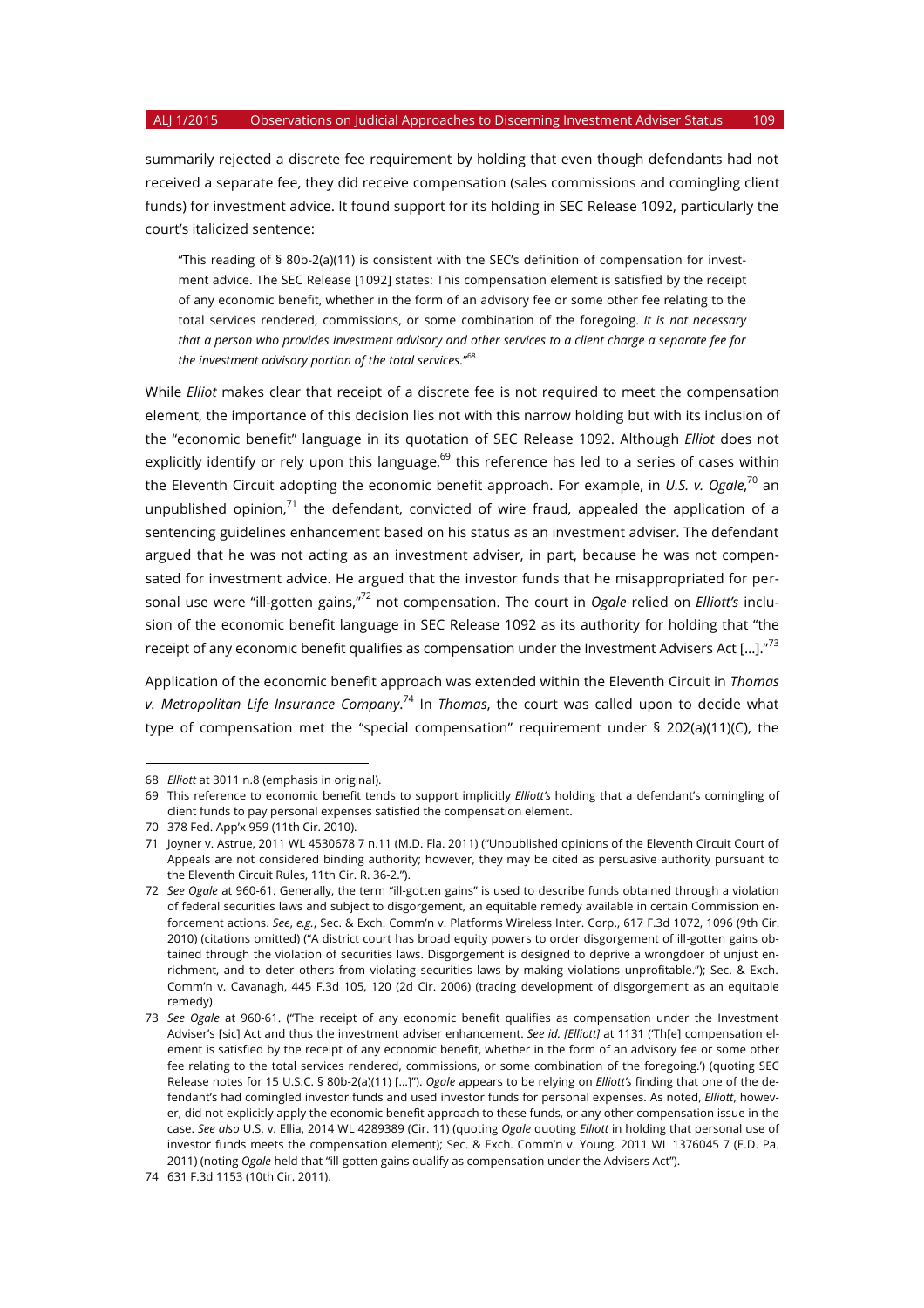summarily rejected a discrete fee requirement by holding that even though defendants had not received a separate fee, they did receive compensation (sales commissions and comingling client funds) for investment advice. It found support for its holding in SEC Release 1092, particularly the court's italicized sentence:

> "This reading of § 80b-2(a)(11) is consistent with the SEC's definition of compensation for investment advice. The SEC Release [1092] states: This compensation element is satisfied by the receipt of any economic benefit, whether in the form of an advisory fee or some other fee relating to the total services rendered, commissions, or some combination of the foregoing. *It is not necessary that a person who provides investment advisory and other services to a client charge a separate fee for the investment advisory portion of the total services.*"[68]

While *Elliot* makes clear that receipt of a discrete fee is not required to meet the compensation element, the importance of this decision lies not with this narrow holding but with its inclusion of the "economic benefit" language in its quotation of SEC Release 1092. Although *Elliot* does not explicitly identify or rely upon this language,[69] this reference has led to a series of cases within the Eleventh Circuit adopting the economic benefit approach. For example, in *U.S. v. Ogale*,[70] an unpublished opinion,[71] the defendant, convicted of wire fraud, appealed the application of a sentencing guidelines enhancement based on his status as an investment adviser. The defendant argued that he was not acting as an investment adviser, in part, because he was not compensated for investment advice. He argued that the investor funds that he misappropriated for personal use were "ill-gotten gains,"[72] not compensation. The court in *Ogale* relied on *Elliott's* inclusion of the economic benefit language in SEC Release 1092 as its authority for holding that "the receipt of any economic benefit qualifies as compensation under the Investment Advisers Act [...]."[73]

Application of the economic benefit approach was extended within the Eleventh Circuit in *Thomas v. Metropolitan Life Insurance Company*.[74] In *Thomas*, the court was called upon to decide what type of compensation met the "special compensation" requirement under § 202(a)(11)(C), the

---

68 *Elliott* at 3011 n.8 (emphasis in original).

69 This reference to economic benefit tends to support implicitly *Elliott's* holding that a defendant's comingling of client funds to pay personal expenses satisfied the compensation element.

70 378 Fed. App'x 959 (11th Cir. 2010).

71 Joyner v. Astrue, 2011 WL 4530678 7 n.11 (M.D. Fla. 2011) ("Unpublished opinions of the Eleventh Circuit Court of Appeals are not considered binding authority; however, they may be cited as persuasive authority pursuant to the Eleventh Circuit Rules, 11th Cir. R. 36-2.").

72 *See Ogale* at 960-61. Generally, the term "ill-gotten gains" is used to describe funds obtained through a violation of federal securities laws and subject to disgorgement, an equitable remedy available in certain Commission enforcement actions. *See*, *e.g.*, Sec. & Exch. Comm'n v. Platforms Wireless Inter. Corp., 617 F.3d 1072, 1096 (9th Cir. 2010) (citations omitted) ("A district court has broad equity powers to order disgorgement of ill-gotten gains obtained through the violation of securities laws. Disgorgement is designed to deprive a wrongdoer of unjust enrichment, and to deter others from violating securities laws by making violations unprofitable."); Sec. & Exch. Comm'n v. Cavanagh, 445 F.3d 105, 120 (2d Cir. 2006) (tracing development of disgorgement as an equitable remedy).

73 *See Ogale* at 960-61. ("The receipt of any economic benefit qualifies as compensation under the Investment Adviser's [sic] Act and thus the investment adviser enhancement. *See id. [Elliott]* at 1131 ('Th[e] compensation element is satisfied by the receipt of any economic benefit, whether in the form of an advisory fee or some other fee relating to the total services rendered, commissions, or some combination of the foregoing.') (quoting SEC Release notes for 15 U.S.C. § 80b-2(a)(11) [...]"). *Ogale* appears to be relying on *Elliott's* finding that one of the defendant's had comingled investor funds and used investor funds for personal expenses. As noted, *Elliott*, however, did not explicitly apply the economic benefit approach to these funds, or any other compensation issue in the case. *See also* U.S. v. Ellia, 2014 WL 4289389 (Cir. 11) (quoting *Ogale* quoting *Elliott* in holding that personal use of investor funds meets the compensation element); Sec. & Exch. Comm'n v. Young, 2011 WL 1376045 7 (E.D. Pa. 2011) (noting *Ogale* held that "ill-gotten gains qualify as compensation under the Advisers Act").

74 631 F.3d 1153 (10th Cir. 2011).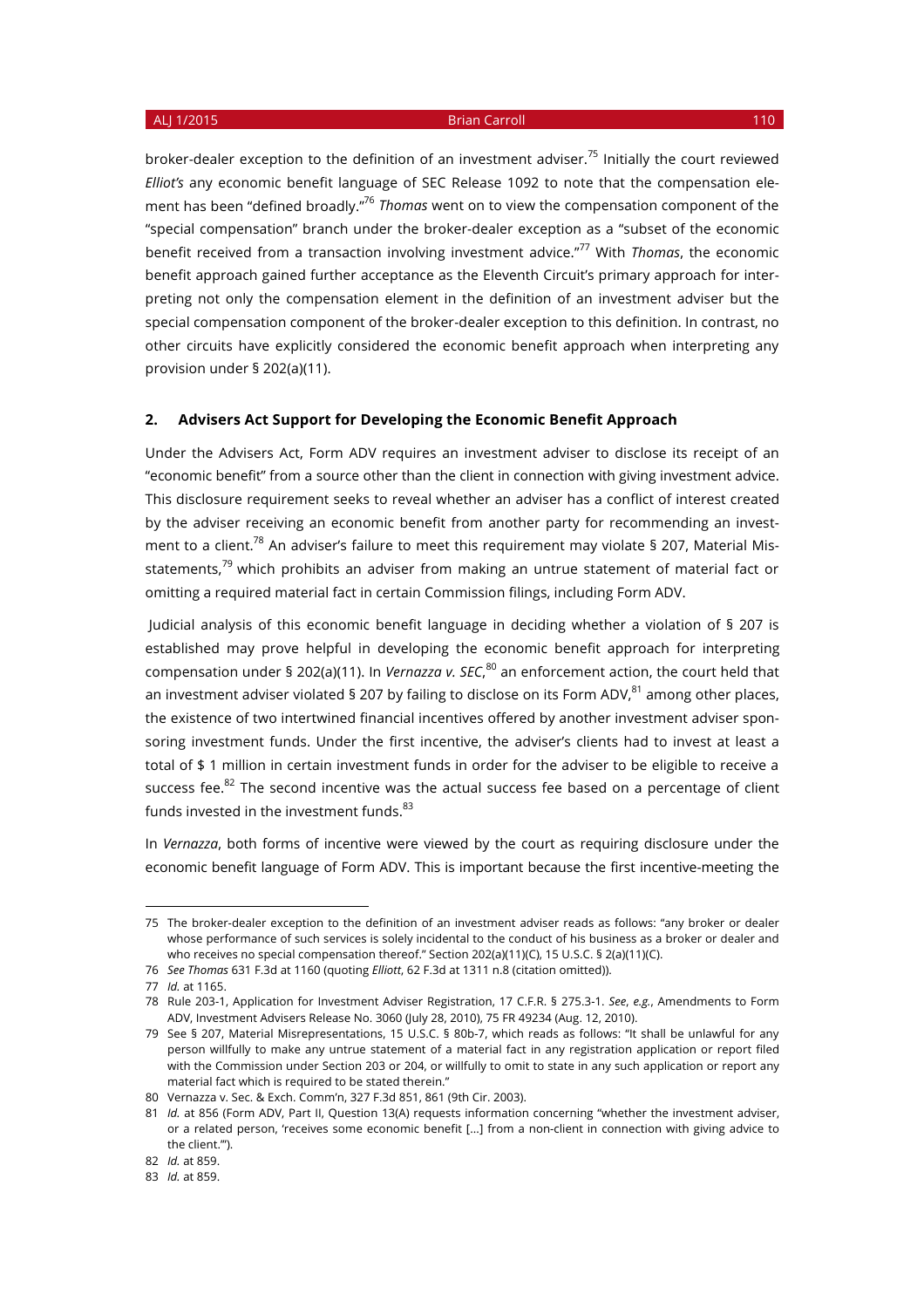broker-dealer exception to the definition of an investment adviser.[75] Initially the court reviewed *Elliot's* any economic benefit language of SEC Release 1092 to note that the compensation element has been "defined broadly."[76] *Thomas* went on to view the compensation component of the "special compensation" branch under the broker-dealer exception as a "subset of the economic benefit received from a transaction involving investment advice."[77] With *Thomas*, the economic benefit approach gained further acceptance as the Eleventh Circuit's primary approach for interpreting not only the compensation element in the definition of an investment adviser but the special compensation component of the broker-dealer exception to this definition. In contrast, no other circuits have explicitly considered the economic benefit approach when interpreting any provision under § 202(a)(11).

### 2. Advisers Act Support for Developing the Economic Benefit Approach

Under the Advisers Act, Form ADV requires an investment adviser to disclose its receipt of an "economic benefit" from a source other than the client in connection with giving investment advice. This disclosure requirement seeks to reveal whether an adviser has a conflict of interest created by the adviser receiving an economic benefit from another party for recommending an investment to a client.[78] An adviser's failure to meet this requirement may violate § 207, Material Misstatements,[79] which prohibits an adviser from making an untrue statement of material fact or omitting a required material fact in certain Commission filings, including Form ADV.

Judicial analysis of this economic benefit language in deciding whether a violation of § 207 is established may prove helpful in developing the economic benefit approach for interpreting compensation under § 202(a)(11). In *Vernazza v. SEC*,[80] an enforcement action, the court held that an investment adviser violated § 207 by failing to disclose on its Form ADV,[81] among other places, the existence of two intertwined financial incentives offered by another investment adviser sponsoring investment funds. Under the first incentive, the adviser's clients had to invest at least a total of $ 1 million in certain investment funds in order for the adviser to be eligible to receive a success fee.[82] The second incentive was the actual success fee based on a percentage of client funds invested in the investment funds.[83]

In *Vernazza*, both forms of incentive were viewed by the court as requiring disclosure under the economic benefit language of Form ADV. This is important because the first incentive-meeting the

---

75 The broker-dealer exception to the definition of an investment adviser reads as follows: "any broker or dealer whose performance of such services is solely incidental to the conduct of his business as a broker or dealer and who receives no special compensation thereof." Section 202(a)(11)(C), 15 U.S.C. § 2(a)(11)(C).

76 *See Thomas* 631 F.3d at 1160 (quoting *Elliott*, 62 F.3d at 1311 n.8 (citation omitted)).

77 *Id.* at 1165.

78 Rule 203-1, Application for Investment Adviser Registration, 17 C.F.R. § 275.3-1. *See*, *e.g.*, Amendments to Form ADV, Investment Advisers Release No. 3060 (July 28, 2010), 75 FR 49234 (Aug. 12, 2010).

79 See § 207, Material Misrepresentations, 15 U.S.C. § 80b-7, which reads as follows: "It shall be unlawful for any person willfully to make any untrue statement of a material fact in any registration application or report filed with the Commission under Section 203 or 204, or willfully to omit to state in any such application or report any material fact which is required to be stated therein."

80 Vernazza v. Sec. & Exch. Comm'n, 327 F.3d 851, 861 (9th Cir. 2003).

81 *Id.* at 856 (Form ADV, Part II, Question 13(A) requests information concerning "whether the investment adviser, or a related person, 'receives some economic benefit […] from a non-client in connection with giving advice to the client.'").

82 *Id.* at 859.

83 *Id.* at 859.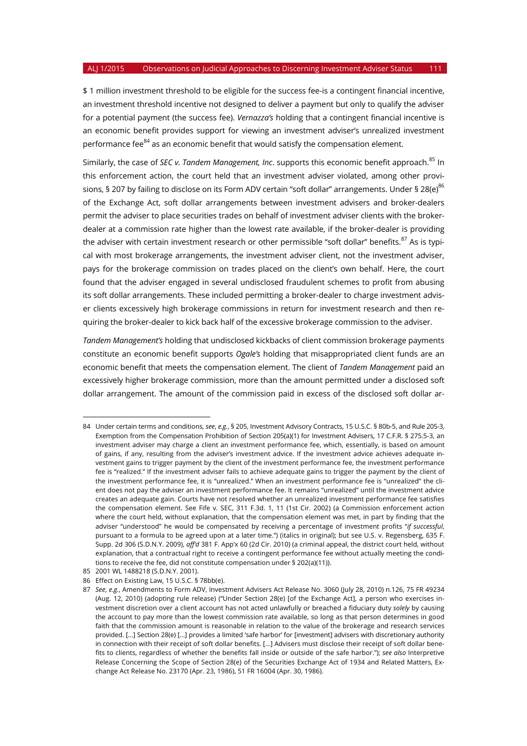$ 1 million investment threshold to be eligible for the success fee-is a contingent financial incentive, an investment threshold incentive not designed to deliver a payment but only to qualify the adviser for a potential payment (the success fee). *Vernazza's* holding that a contingent financial incentive is an economic benefit provides support for viewing an investment adviser's unrealized investment performance fee[84] as an economic benefit that would satisfy the compensation element.

Similarly, the case of *SEC v. Tandem Management, Inc*. supports this economic benefit approach.[85] In this enforcement action, the court held that an investment adviser violated, among other provisions, § 207 by failing to disclose on its Form ADV certain "soft dollar" arrangements. Under § 28(e)[86] of the Exchange Act, soft dollar arrangements between investment advisers and broker-dealers permit the adviser to place securities trades on behalf of investment adviser clients with the broker-dealer at a commission rate higher than the lowest rate available, if the broker-dealer is providing the adviser with certain investment research or other permissible "soft dollar" benefits.[87] As is typical with most brokerage arrangements, the investment adviser client, not the investment adviser, pays for the brokerage commission on trades placed on the client's own behalf. Here, the court found that the adviser engaged in several undisclosed fraudulent schemes to profit from abusing its soft dollar arrangements. These included permitting a broker-dealer to charge investment adviser clients excessively high brokerage commissions in return for investment research and then requiring the broker-dealer to kick back half of the excessive brokerage commission to the adviser.

*Tandem Management's* holding that undisclosed kickbacks of client commission brokerage payments constitute an economic benefit supports *Ogale's* holding that misappropriated client funds are an economic benefit that meets the compensation element. The client of *Tandem Management* paid an excessively higher brokerage commission, more than the amount permitted under a disclosed soft dollar arrangement. The amount of the commission paid in excess of the disclosed soft dollar ar-

---

84 Under certain terms and conditions, *see*, *e.g.*, § 205, Investment Advisory Contracts, 15 U.S.C. § 80b-5, and Rule 205-3, Exemption from the Compensation Prohibition of Section 205(a)(1) for Investment Advisers, 17 C.F.R. § 275.5-3, an investment adviser may charge a client an investment performance fee, which, essentially, is based on amount of gains, if any, resulting from the adviser's investment advice. If the investment advice achieves adequate investment gains to trigger payment by the client of the investment performance fee, the investment performance fee is "realized." If the investment adviser fails to achieve adequate gains to trigger the payment by the client of the investment performance fee, it is "unrealized." When an investment performance fee is "unrealized" the client does not pay the adviser an investment performance fee. It remains "unrealized" until the investment advice creates an adequate gain. Courts have not resolved whether an unrealized investment performance fee satisfies the compensation element. See Fife v. SEC, 311 F.3d. 1, 11 (1st Cir. 2002) (a Commission enforcement action where the court held, without explanation, that the compensation element was met, in part by finding that the adviser "understood" he would be compensated by receiving a percentage of investment profits "*if successful*, pursuant to a formula to be agreed upon at a later time.") (italics in original); but see U.S. v. Regensberg, 635 F. Supp. 2d 306 (S.D.N.Y. 2009), *aff'd* 381 F. App'x 60 (2d Cir. 2010) (a criminal appeal, the district court held, without explanation, that a contractual right to receive a contingent performance fee without actually meeting the conditions to receive the fee, did not constitute compensation under § 202(a)(11)).

85 2001 WL 1488218 (S.D.N.Y. 2001).

86 Effect on Existing Law, 15 U.S.C. § 78bb(e).

87 *See*, *e.g.*, Amendments to Form ADV, Investment Advisers Act Release No. 3060 (July 28, 2010) n.126, 75 FR 49234 (Aug. 12, 2010) (adopting rule release) ("Under Section 28(e) [of the Exchange Act], a person who exercises investment discretion over a client account has not acted unlawfully or breached a fiduciary duty *solely* by causing the account to pay more than the lowest commission rate available, so long as that person determines in good faith that the commission amount is reasonable in relation to the value of the brokerage and research services provided. [...] Section 28(e) [...] provides a limited 'safe harbor' for [investment] advisers with discretionary authority in connection with their receipt of soft dollar benefits. [...] Advisers must disclose their receipt of soft dollar benefits to clients, regardless of whether the benefits fall inside or outside of the safe harbor."); *see also* Interpretive Release Concerning the Scope of Section 28(e) of the Securities Exchange Act of 1934 and Related Matters, Exchange Act Release No. 23170 (Apr. 23, 1986), 51 FR 16004 (Apr. 30, 1986).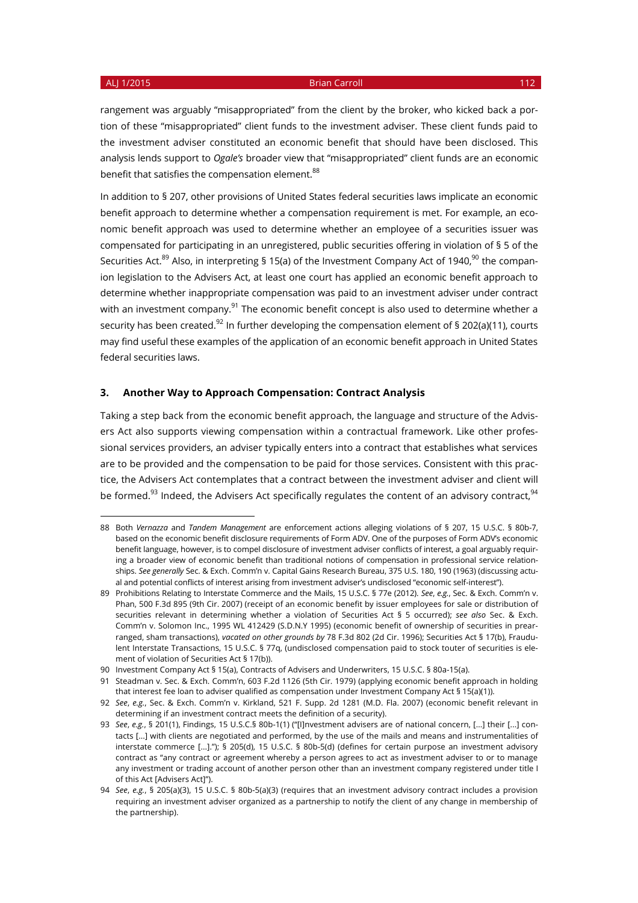rangement was arguably "misappropriated" from the client by the broker, who kicked back a portion of these "misappropriated" client funds to the investment adviser. These client funds paid to the investment adviser constituted an economic benefit that should have been disclosed. This analysis lends support to *Ogale's* broader view that "misappropriated" client funds are an economic benefit that satisfies the compensation element.[88]

In addition to § 207, other provisions of United States federal securities laws implicate an economic benefit approach to determine whether a compensation requirement is met. For example, an economic benefit approach was used to determine whether an employee of a securities issuer was compensated for participating in an unregistered, public securities offering in violation of § 5 of the Securities Act.[89] Also, in interpreting § 15(a) of the Investment Company Act of 1940,[90] the companion legislation to the Advisers Act, at least one court has applied an economic benefit approach to determine whether inappropriate compensation was paid to an investment adviser under contract with an investment company.[91] The economic benefit concept is also used to determine whether a security has been created.[92] In further developing the compensation element of § 202(a)(11), courts may find useful these examples of the application of an economic benefit approach in United States federal securities laws.

### 3. Another Way to Approach Compensation: Contract Analysis

Taking a step back from the economic benefit approach, the language and structure of the Advisers Act also supports viewing compensation within a contractual framework. Like other professional services providers, an adviser typically enters into a contract that establishes what services are to be provided and the compensation to be paid for those services. Consistent with this practice, the Advisers Act contemplates that a contract between the investment adviser and client will be formed.[93] Indeed, the Advisers Act specifically regulates the content of an advisory contract,[94]

---

88 Both *Vernazza* and *Tandem Management* are enforcement actions alleging violations of § 207, 15 U.S.C. § 80b-7, based on the economic benefit disclosure requirements of Form ADV. One of the purposes of Form ADV's economic benefit language, however, is to compel disclosure of investment adviser conflicts of interest, a goal arguably requiring a broader view of economic benefit than traditional notions of compensation in professional service relationships. *See generally* Sec. & Exch. Comm'n v. Capital Gains Research Bureau, 375 U.S. 180, 190 (1963) (discussing actual and potential conflicts of interest arising from investment adviser's undisclosed "economic self-interest").

89 Prohibitions Relating to Interstate Commerce and the Mails, 15 U.S.C. § 77e (2012). *See*, *e.g.*, Sec. & Exch. Comm'n v. Phan, 500 F.3d 895 (9th Cir. 2007) (receipt of an economic benefit by issuer employees for sale or distribution of securities relevant in determining whether a violation of Securities Act § 5 occurred); *see also* Sec. & Exch. Comm'n v. Solomon Inc., 1995 WL 412429 (S.D.N.Y 1995) (economic benefit of ownership of securities in prearranged, sham transactions), *vacated on other grounds by* 78 F.3d 802 (2d Cir. 1996); Securities Act § 17(b), Fraudulent Interstate Transactions, 15 U.S.C. § 77q, (undisclosed compensation paid to stock touter of securities is element of violation of Securities Act § 17(b)).

90 Investment Company Act § 15(a), Contracts of Advisers and Underwriters, 15 U.S.C. § 80a-15(a).

91 Steadman v. Sec. & Exch. Comm'n, 603 F.2d 1126 (5th Cir. 1979) (applying economic benefit approach in holding that interest fee loan to adviser qualified as compensation under Investment Company Act § 15(a)(1)).

92 *See*, *e.g.*, Sec. & Exch. Comm'n v. Kirkland, 521 F. Supp. 2d 1281 (M.D. Fla. 2007) (economic benefit relevant in determining if an investment contract meets the definition of a security).

93 *See*, *e.g.*, § 201(1), Findings, 15 U.S.C.§ 80b-1(1) ("[I]nvestment advisers are of national concern, [...] their [...] contacts [...] with clients are negotiated and performed, by the use of the mails and means and instrumentalities of interstate commerce [...]."); § 205(d), 15 U.S.C. § 80b-5(d) (defines for certain purpose an investment advisory contract as "any contract or agreement whereby a person agrees to act as investment adviser to or to manage any investment or trading account of another person other than an investment company registered under title I of this Act [Advisers Act]").

94 *See*, *e.g.*, § 205(a)(3), 15 U.S.C. § 80b-5(a)(3) (requires that an investment advisory contract includes a provision requiring an investment adviser organized as a partnership to notify the client of any change in membership of the partnership).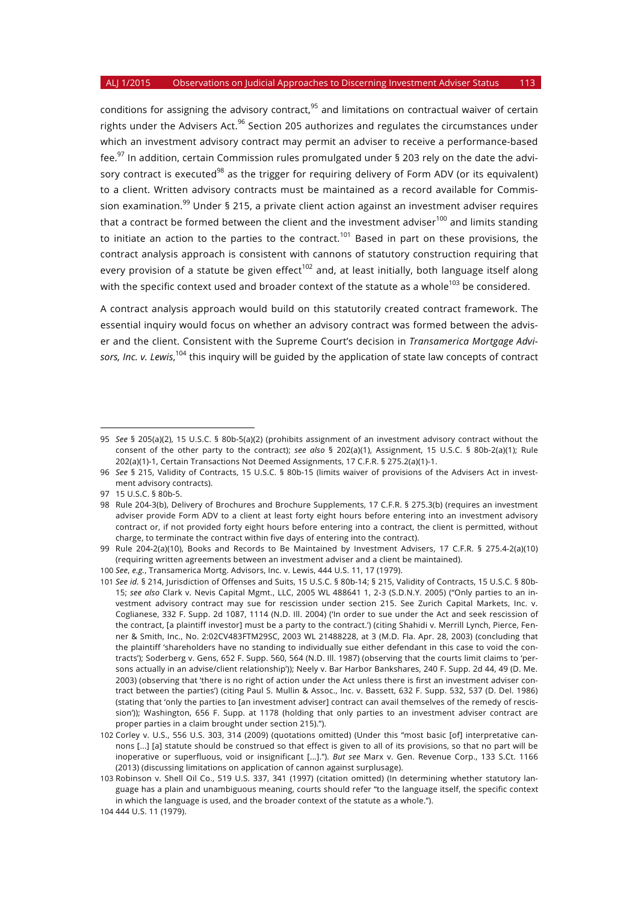conditions for assigning the advisory contract,[95] and limitations on contractual waiver of certain rights under the Advisers Act.[96] Section 205 authorizes and regulates the circumstances under which an investment advisory contract may permit an adviser to receive a performance-based fee.[97] In addition, certain Commission rules promulgated under § 203 rely on the date the advisory contract is executed[98] as the trigger for requiring delivery of Form ADV (or its equivalent) to a client. Written advisory contracts must be maintained as a record available for Commission examination.[99] Under § 215, a private client action against an investment adviser requires that a contract be formed between the client and the investment adviser[100] and limits standing to initiate an action to the parties to the contract.[101] Based in part on these provisions, the contract analysis approach is consistent with cannons of statutory construction requiring that every provision of a statute be given effect[102] and, at least initially, both language itself along with the specific context used and broader context of the statute as a whole[103] be considered.

A contract analysis approach would build on this statutorily created contract framework. The essential inquiry would focus on whether an advisory contract was formed between the adviser and the client. Consistent with the Supreme Court's decision in *Transamerica Mortgage Advisors, Inc. v. Lewis*,[104] this inquiry will be guided by the application of state law concepts of contract

---

95 *See* § 205(a)(2), 15 U.S.C. § 80b-5(a)(2) (prohibits assignment of an investment advisory contract without the consent of the other party to the contract); *see also* § 202(a)(1), Assignment, 15 U.S.C. § 80b-2(a)(1); Rule 202(a)(1)-1, Certain Transactions Not Deemed Assignments, 17 C.F.R. § 275.2(a)(1)-1.

96 *See* § 215, Validity of Contracts, 15 U.S.C. § 80b-15 (limits waiver of provisions of the Advisers Act in investment advisory contracts).

97 15 U.S.C. § 80b-5.

98 Rule 204-3(b), Delivery of Brochures and Brochure Supplements, 17 C.F.R. § 275.3(b) (requires an investment adviser provide Form ADV to a client at least forty eight hours before entering into an investment advisory contract or, if not provided forty eight hours before entering into a contract, the client is permitted, without charge, to terminate the contract within five days of entering into the contract).

99 Rule 204-2(a)(10), Books and Records to Be Maintained by Investment Advisers, 17 C.F.R. § 275.4-2(a)(10) (requiring written agreements between an investment adviser and a client be maintained).

100 *See*, *e.g.*, Transamerica Mortg. Advisors, Inc. v. Lewis, 444 U.S. 11, 17 (1979).

101 *See id.* § 214, Jurisdiction of Offenses and Suits, 15 U.S.C. § 80b-14; § 215, Validity of Contracts, 15 U.S.C. § 80b-15; *see also* Clark v. Nevis Capital Mgmt., LLC, 2005 WL 488641 1, 2-3 (S.D.N.Y. 2005) ("Only parties to an investment advisory contract may sue for rescission under section 215. See Zurich Capital Markets, Inc. v. Coglianese, 332 F. Supp. 2d 1087, 1114 (N.D. Ill. 2004) ('In order to sue under the Act and seek rescission of the contract, [a plaintiff investor] must be a party to the contract.') (citing Shahidi v. Merrill Lynch, Pierce, Fenner & Smith, Inc., No. 2:02CV483FTM29SC, 2003 WL 21488228, at 3 (M.D. Fla. Apr. 28, 2003) (concluding that the plaintiff 'shareholders have no standing to individually sue either defendant in this case to void the contracts'); Soderberg v. Gens, 652 F. Supp. 560, 564 (N.D. Ill. 1987) (observing that the courts limit claims to 'persons actually in an advise/client relationship')); Neely v. Bar Harbor Bankshares, 240 F. Supp. 2d 44, 49 (D. Me. 2003) (observing that 'there is no right of action under the Act unless there is first an investment adviser contract between the parties') (citing Paul S. Mullin & Assoc., Inc. v. Bassett, 632 F. Supp. 532, 537 (D. Del. 1986) (stating that 'only the parties to [an investment adviser] contract can avail themselves of the remedy of rescission')); Washington, 656 F. Supp. at 1178 (holding that only parties to an investment adviser contract are proper parties in a claim brought under section 215).").

102 Corley v. U.S., 556 U.S. 303, 314 (2009) (quotations omitted) (Under this "most basic [of] interpretative cannons [...] [a] statute should be construed so that effect is given to all of its provisions, so that no part will be inoperative or superfluous, void or insignificant [...]."). *But see* Marx v. Gen. Revenue Corp., 133 S.Ct. 1166 (2013) (discussing limitations on application of cannon against surplusage).

103 Robinson v. Shell Oil Co., 519 U.S. 337, 341 (1997) (citation omitted) (In determining whether statutory language has a plain and unambiguous meaning, courts should refer "to the language itself, the specific context in which the language is used, and the broader context of the statute as a whole.").

104 444 U.S. 11 (1979).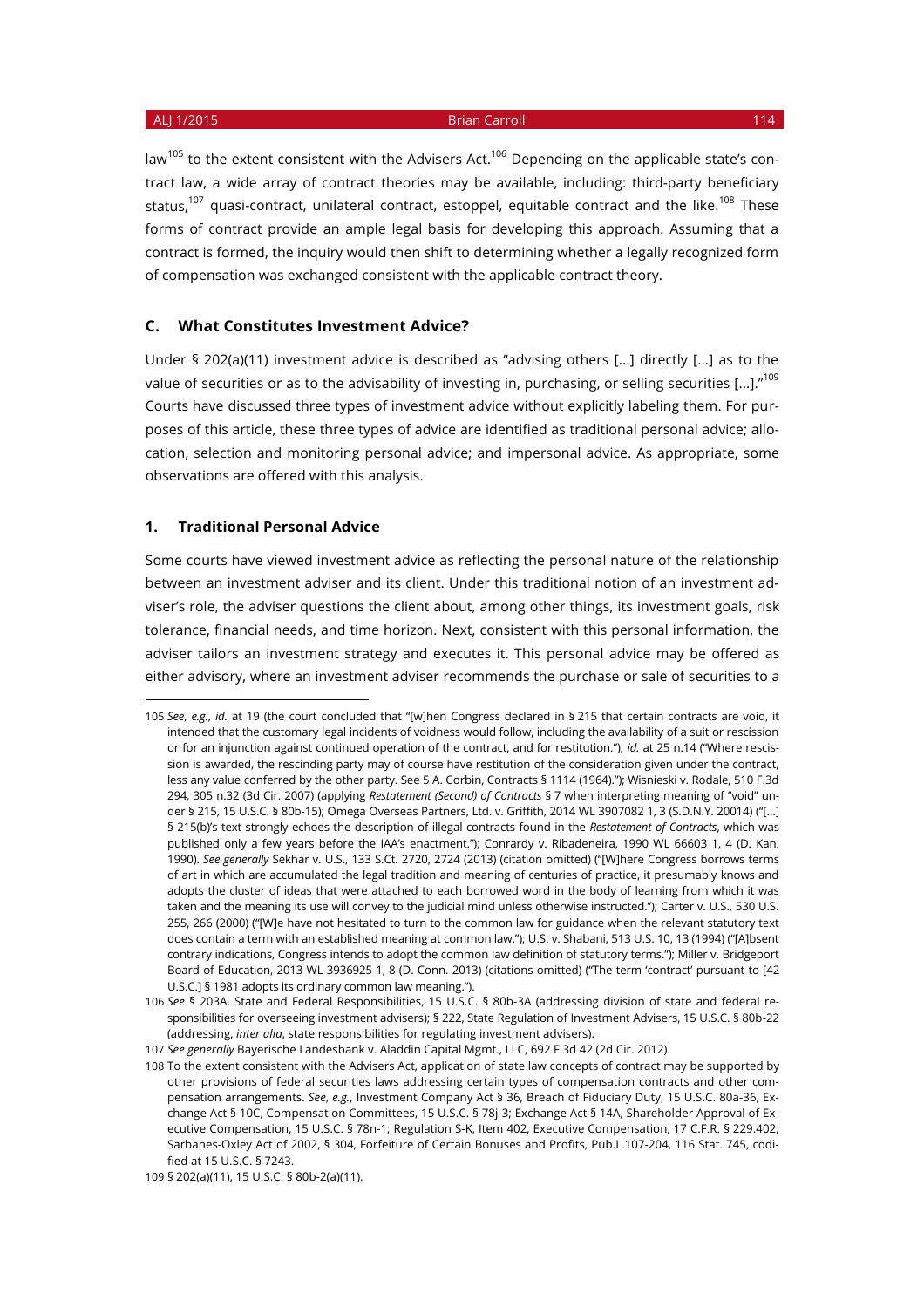law[105] to the extent consistent with the Advisers Act.[106] Depending on the applicable state's contract law, a wide array of contract theories may be available, including: third-party beneficiary status,[107] quasi-contract, unilateral contract, estoppel, equitable contract and the like.[108] These forms of contract provide an ample legal basis for developing this approach. Assuming that a contract is formed, the inquiry would then shift to determining whether a legally recognized form of compensation was exchanged consistent with the applicable contract theory.

### C. What Constitutes Investment Advice?

Under § 202(a)(11) investment advice is described as "advising others [...] directly [...] as to the value of securities or as to the advisability of investing in, purchasing, or selling securities [...]."[109] Courts have discussed three types of investment advice without explicitly labeling them. For purposes of this article, these three types of advice are identified as traditional personal advice; allocation, selection and monitoring personal advice; and impersonal advice. As appropriate, some observations are offered with this analysis.

#### 1. Traditional Personal Advice

Some courts have viewed investment advice as reflecting the personal nature of the relationship between an investment adviser and its client. Under this traditional notion of an investment adviser's role, the adviser questions the client about, among other things, its investment goals, risk tolerance, financial needs, and time horizon. Next, consistent with this personal information, the adviser tailors an investment strategy and executes it. This personal advice may be offered as either advisory, where an investment adviser recommends the purchase or sale of securities to a

---

105 *See*, *e.g.*, *id.* at 19 (the court concluded that "[w]hen Congress declared in § 215 that certain contracts are void, it intended that the customary legal incidents of voidness would follow, including the availability of a suit or rescission or for an injunction against continued operation of the contract, and for restitution."); *id.* at 25 n.14 ("Where rescission is awarded, the rescinding party may of course have restitution of the consideration given under the contract, less any value conferred by the other party. See 5 A. Corbin, Contracts § 1114 (1964)."); Wisnieski v. Rodale, 510 F.3d 294, 305 n.32 (3d Cir. 2007) (applying *Restatement (Second) of Contracts* § 7 when interpreting meaning of "void" under § 215, 15 U.S.C. § 80b-15); Omega Overseas Partners, Ltd. v. Griffith, 2014 WL 3907082 1, 3 (S.D.N.Y. 20014) ("[...] § 215(b)'s text strongly echoes the description of illegal contracts found in the *Restatement of Contracts*, which was published only a few years before the IAA's enactment."); Conrardy v. Ribadeneira, 1990 WL 66603 1, 4 (D. Kan. 1990). *See generally* Sekhar v. U.S., 133 S.Ct. 2720, 2724 (2013) (citation omitted) ("[W]here Congress borrows terms of art in which are accumulated the legal tradition and meaning of centuries of practice, it presumably knows and adopts the cluster of ideas that were attached to each borrowed word in the body of learning from which it was taken and the meaning its use will convey to the judicial mind unless otherwise instructed."); Carter v. U.S., 530 U.S. 255, 266 (2000) ("[W]e have not hesitated to turn to the common law for guidance when the relevant statutory text does contain a term with an established meaning at common law."); U.S. v. Shabani, 513 U.S. 10, 13 (1994) ("[A]bsent contrary indications, Congress intends to adopt the common law definition of statutory terms."); Miller v. Bridgeport Board of Education, 2013 WL 3936925 1, 8 (D. Conn. 2013) (citations omitted) ("The term 'contract' pursuant to [42 U.S.C.] § 1981 adopts its ordinary common law meaning.").

106 *See* § 203A, State and Federal Responsibilities, 15 U.S.C. § 80b-3A (addressing division of state and federal responsibilities for overseeing investment advisers); § 222, State Regulation of Investment Advisers, 15 U.S.C. § 80b-22 (addressing, *inter alia*, state responsibilities for regulating investment advisers).

107 *See generally* Bayerische Landesbank v. Aladdin Capital Mgmt., LLC, 692 F.3d 42 (2d Cir. 2012).

108 To the extent consistent with the Advisers Act, application of state law concepts of contract may be supported by other provisions of federal securities laws addressing certain types of compensation contracts and other compensation arrangements. *See*, *e.g.*, Investment Company Act § 36, Breach of Fiduciary Duty, 15 U.S.C. 80a-36, Exchange Act § 10C, Compensation Committees, 15 U.S.C. § 78j-3; Exchange Act § 14A, Shareholder Approval of Executive Compensation, 15 U.S.C. § 78n-1; Regulation S-K, Item 402, Executive Compensation, 17 C.F.R. § 229.402; Sarbanes-Oxley Act of 2002, § 304, Forfeiture of Certain Bonuses and Profits, Pub.L.107-204, 116 Stat. 745, codified at 15 U.S.C. § 7243.

109 § 202(a)(11), 15 U.S.C. § 80b-2(a)(11).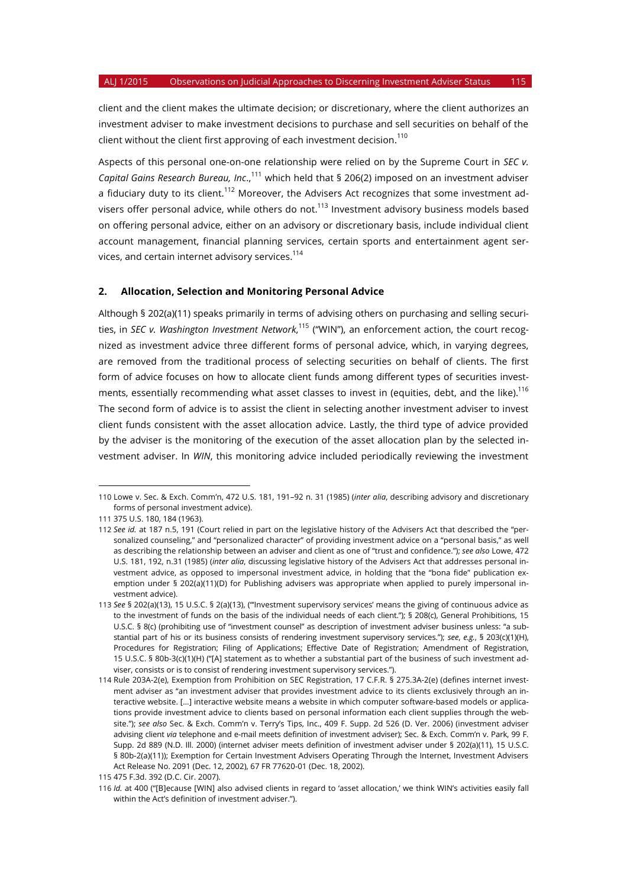client and the client makes the ultimate decision; or discretionary, where the client authorizes an investment adviser to make investment decisions to purchase and sell securities on behalf of the client without the client first approving of each investment decision.[110]

Aspects of this personal one-on-one relationship were relied on by the Supreme Court in *SEC v. Capital Gains Research Bureau, Inc*.,[111] which held that § 206(2) imposed on an investment adviser a fiduciary duty to its client.[112] Moreover, the Advisers Act recognizes that some investment advisers offer personal advice, while others do not.[113] Investment advisory business models based on offering personal advice, either on an advisory or discretionary basis, include individual client account management, financial planning services, certain sports and entertainment agent services, and certain internet advisory services.[114]

### 2. Allocation, Selection and Monitoring Personal Advice

Although § 202(a)(11) speaks primarily in terms of advising others on purchasing and selling securities, in *SEC v. Washington Investment Network*,[115] ("WIN"), an enforcement action, the court recognized as investment advice three different forms of personal advice, which, in varying degrees, are removed from the traditional process of selecting securities on behalf of clients. The first form of advice focuses on how to allocate client funds among different types of securities investments, essentially recommending what asset classes to invest in (equities, debt, and the like).[116] The second form of advice is to assist the client in selecting another investment adviser to invest client funds consistent with the asset allocation advice. Lastly, the third type of advice provided by the adviser is the monitoring of the execution of the asset allocation plan by the selected investment adviser. In *WIN*, this monitoring advice included periodically reviewing the investment

---

110 Lowe v. Sec. & Exch. Comm'n, 472 U.S. 181, 191–92 n. 31 (1985) (*inter alia*, describing advisory and discretionary forms of personal investment advice).

111 375 U.S. 180, 184 (1963).

112 *See id.* at 187 n.5, 191 (Court relied in part on the legislative history of the Advisers Act that described the "personalized counseling," and "personalized character" of providing investment advice on a "personal basis," as well as describing the relationship between an adviser and client as one of "trust and confidence."); *see also* Lowe, 472 U.S. 181, 192, n.31 (1985) (*inter alia*, discussing legislative history of the Advisers Act that addresses personal investment advice, as opposed to impersonal investment advice, in holding that the "bona fide" publication exemption under § 202(a)(11)(D) for Publishing advisers was appropriate when applied to purely impersonal investment advice).

113 *See* § 202(a)(13), 15 U.S.C. § 2(a)(13), ("'Investment supervisory services' means the giving of continuous advice as to the investment of funds on the basis of the individual needs of each client."); § 208(c), General Prohibitions, 15 U.S.C. § 8(c) (prohibiting use of "investment counsel" as description of investment adviser business unless: "a substantial part of his or its business consists of rendering investment supervisory services."); *see*, *e.g.*, § 203(c)(1)(H), Procedures for Registration; Filing of Applications; Effective Date of Registration; Amendment of Registration, 15 U.S.C. § 80b-3(c)(1)(H) ("[A] statement as to whether a substantial part of the business of such investment adviser, consists or is to consist of rendering investment supervisory services.").

114 Rule 203A-2(e), Exemption from Prohibition on SEC Registration, 17 C.F.R. § 275.3A-2(e) (defines internet investment adviser as "an investment adviser that provides investment advice to its clients exclusively through an interactive website. […] interactive website means a website in which computer software-based models or applications provide investment advice to clients based on personal information each client supplies through the website."); *see also* Sec. & Exch. Comm'n v. Terry's Tips, Inc., 409 F. Supp. 2d 526 (D. Ver. 2006) (investment adviser advising client *via* telephone and e-mail meets definition of investment adviser); Sec. & Exch. Comm'n v. Park, 99 F. Supp. 2d 889 (N.D. Ill. 2000) (internet adviser meets definition of investment adviser under § 202(a)(11), 15 U.S.C. § 80b-2(a)(11)); Exemption for Certain Investment Advisers Operating Through the Internet, Investment Advisers Act Release No. 2091 (Dec. 12, 2002), 67 FR 77620-01 (Dec. 18, 2002).

115 475 F.3d. 392 (D.C. Cir. 2007).

116 *Id.* at 400 ("[B]ecause [WIN] also advised clients in regard to 'asset allocation,' we think WIN's activities easily fall within the Act's definition of investment adviser.").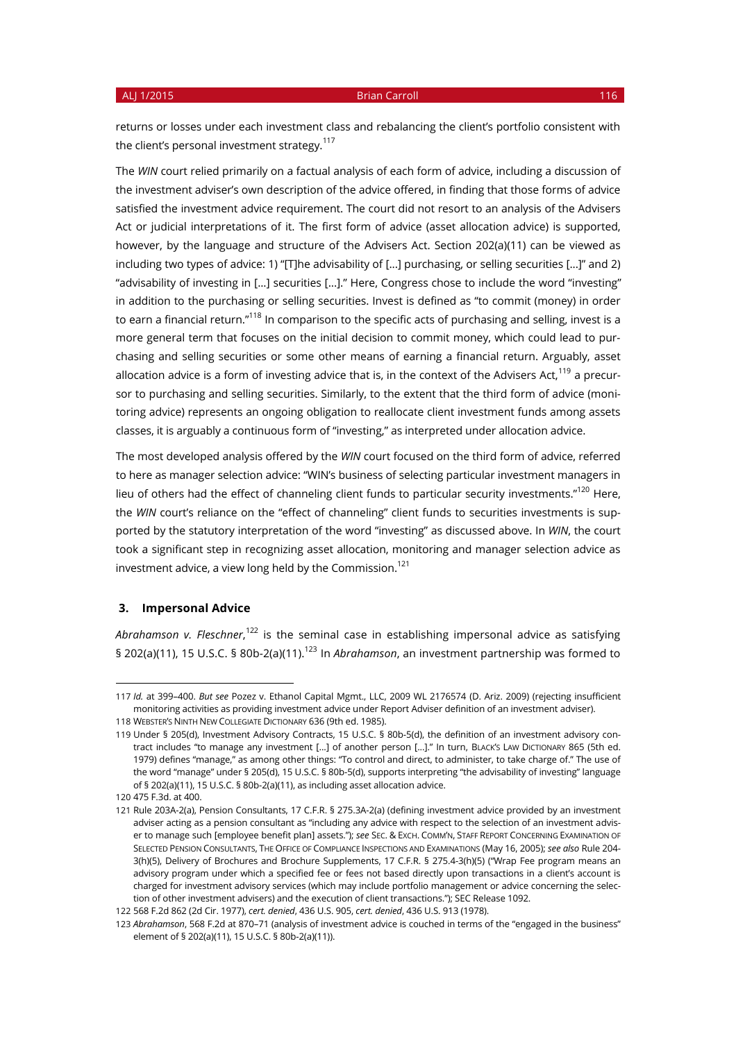returns or losses under each investment class and rebalancing the client's portfolio consistent with the client's personal investment strategy.[117]

The *WIN* court relied primarily on a factual analysis of each form of advice, including a discussion of the investment adviser's own description of the advice offered, in finding that those forms of advice satisfied the investment advice requirement. The court did not resort to an analysis of the Advisers Act or judicial interpretations of it. The first form of advice (asset allocation advice) is supported, however, by the language and structure of the Advisers Act. Section 202(a)(11) can be viewed as including two types of advice: 1) "[T]he advisability of […] purchasing, or selling securities […]" and 2) "advisability of investing in […] securities […]." Here, Congress chose to include the word "investing" in addition to the purchasing or selling securities. Invest is defined as "to commit (money) in order to earn a financial return."[118] In comparison to the specific acts of purchasing and selling, invest is a more general term that focuses on the initial decision to commit money, which could lead to purchasing and selling securities or some other means of earning a financial return. Arguably, asset allocation advice is a form of investing advice that is, in the context of the Advisers Act,[119] a precursor to purchasing and selling securities. Similarly, to the extent that the third form of advice (monitoring advice) represents an ongoing obligation to reallocate client investment funds among assets classes, it is arguably a continuous form of "investing," as interpreted under allocation advice.

The most developed analysis offered by the *WIN* court focused on the third form of advice, referred to here as manager selection advice: "WIN's business of selecting particular investment managers in lieu of others had the effect of channeling client funds to particular security investments."[120] Here, the *WIN* court's reliance on the "effect of channeling" client funds to securities investments is supported by the statutory interpretation of the word "investing" as discussed above. In *WIN*, the court took a significant step in recognizing asset allocation, monitoring and manager selection advice as investment advice, a view long held by the Commission.[121]

### 3. Impersonal Advice

*Abrahamson v. Fleschner*,[122] is the seminal case in establishing impersonal advice as satisfying § 202(a)(11), 15 U.S.C. § 80b-2(a)(11).[123] In *Abrahamson*, an investment partnership was formed to

---

117 *Id.* at 399–400. *But see* Pozez v. Ethanol Capital Mgmt., LLC, 2009 WL 2176574 (D. Ariz. 2009) (rejecting insufficient monitoring activities as providing investment advice under Report Adviser definition of an investment adviser).

118 Webster's Ninth New Collegiate Dictionary 636 (9th ed. 1985).

119 Under § 205(d), Investment Advisory Contracts, 15 U.S.C. § 80b-5(d), the definition of an investment advisory contract includes "to manage any investment […] of another person […]." In turn, Black's Law Dictionary 865 (5th ed. 1979) defines "manage," as among other things: "To control and direct, to administer, to take charge of." The use of the word "manage" under § 205(d), 15 U.S.C. § 80b-5(d), supports interpreting "the advisability of investing" language of § 202(a)(11), 15 U.S.C. § 80b-2(a)(11), as including asset allocation advice.

120 475 F.3d. at 400.

121 Rule 203A-2(a), Pension Consultants, 17 C.F.R. § 275.3A-2(a) (defining investment advice provided by an investment adviser acting as a pension consultant as "including any advice with respect to the selection of an investment adviser to manage such [employee benefit plan] assets."); *see* Sec. & Exch. Comm'n, Staff Report Concerning Examination of Selected Pension Consultants, The Office of Compliance Inspections and Examinations (May 16, 2005); *see also* Rule 204-3(h)(5), Delivery of Brochures and Brochure Supplements, 17 C.F.R. § 275.4-3(h)(5) ("Wrap Fee program means an advisory program under which a specified fee or fees not based directly upon transactions in a client's account is charged for investment advisory services (which may include portfolio management or advice concerning the selection of other investment advisers) and the execution of client transactions."); SEC Release 1092.

122 568 F.2d 862 (2d Cir. 1977), *cert. denied*, 436 U.S. 905, *cert. denied*, 436 U.S. 913 (1978).

123 *Abrahamson*, 568 F.2d at 870–71 (analysis of investment advice is couched in terms of the "engaged in the business" element of § 202(a)(11), 15 U.S.C. § 80b-2(a)(11)).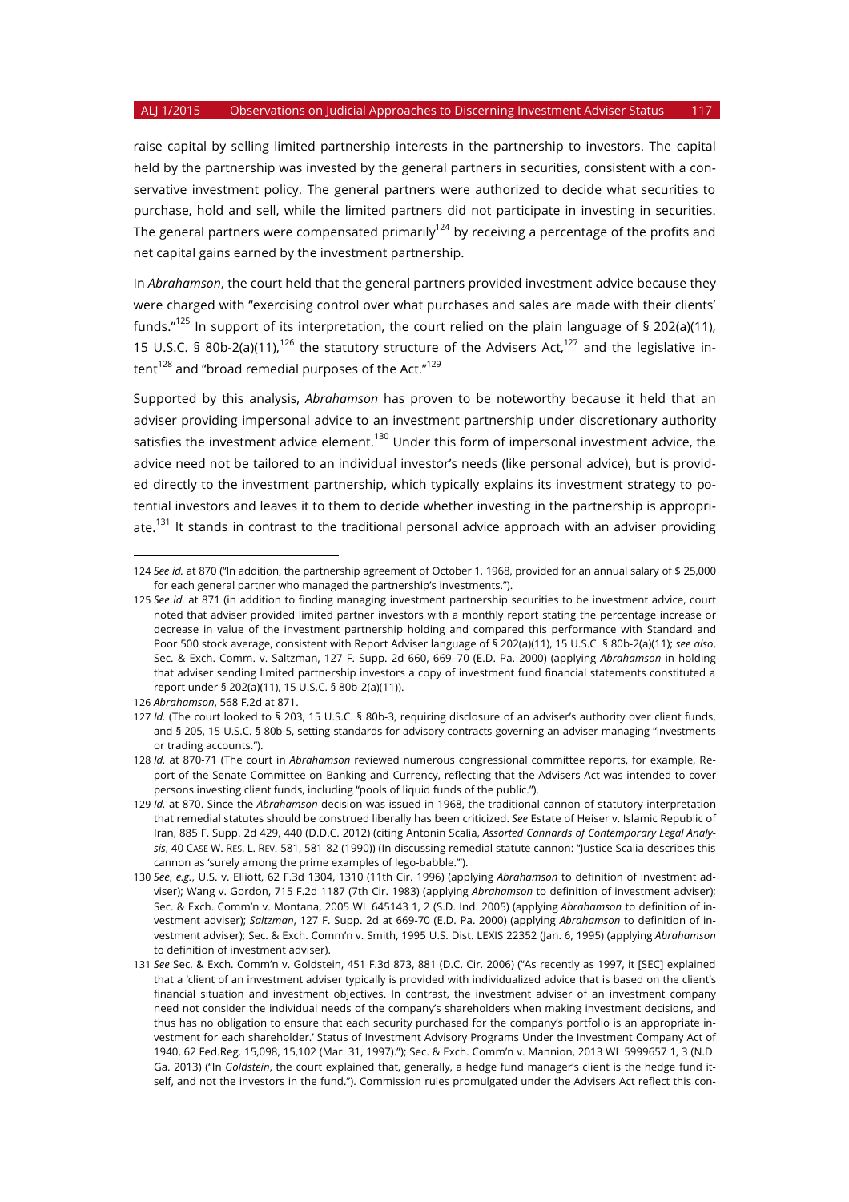raise capital by selling limited partnership interests in the partnership to investors. The capital held by the partnership was invested by the general partners in securities, consistent with a conservative investment policy. The general partners were authorized to decide what securities to purchase, hold and sell, while the limited partners did not participate in investing in securities. The general partners were compensated primarily[124] by receiving a percentage of the profits and net capital gains earned by the investment partnership.

In *Abrahamson*, the court held that the general partners provided investment advice because they were charged with "exercising control over what purchases and sales are made with their clients' funds."[125] In support of its interpretation, the court relied on the plain language of § 202(a)(11), 15 U.S.C. § 80b-2(a)(11),[126] the statutory structure of the Advisers Act,[127] and the legislative intent[128] and "broad remedial purposes of the Act."[129]

Supported by this analysis, *Abrahamson* has proven to be noteworthy because it held that an adviser providing impersonal advice to an investment partnership under discretionary authority satisfies the investment advice element.[130] Under this form of impersonal investment advice, the advice need not be tailored to an individual investor's needs (like personal advice), but is provided directly to the investment partnership, which typically explains its investment strategy to potential investors and leaves it to them to decide whether investing in the partnership is appropriate.[131] It stands in contrast to the traditional personal advice approach with an adviser providing

---

124 *See id.* at 870 ("In addition, the partnership agreement of October 1, 1968, provided for an annual salary of $ 25,000 for each general partner who managed the partnership's investments.").

125 *See id.* at 871 (in addition to finding managing investment partnership securities to be investment advice, court noted that adviser provided limited partner investors with a monthly report stating the percentage increase or decrease in value of the investment partnership holding and compared this performance with Standard and Poor 500 stock average, consistent with Report Adviser language of § 202(a)(11), 15 U.S.C. § 80b-2(a)(11); *see also*, Sec. & Exch. Comm. v. Saltzman, 127 F. Supp. 2d 660, 669–70 (E.D. Pa. 2000) (applying *Abrahamson* in holding that adviser sending limited partnership investors a copy of investment fund financial statements constituted a report under § 202(a)(11), 15 U.S.C. § 80b-2(a)(11)).

126 *Abrahamson*, 568 F.2d at 871.

127 *Id.* (The court looked to § 203, 15 U.S.C. § 80b-3, requiring disclosure of an adviser's authority over client funds, and § 205, 15 U.S.C. § 80b-5, setting standards for advisory contracts governing an adviser managing "investments or trading accounts.").

128 *Id.* at 870-71 (The court in *Abrahamson* reviewed numerous congressional committee reports, for example, Report of the Senate Committee on Banking and Currency, reflecting that the Advisers Act was intended to cover persons investing client funds, including "pools of liquid funds of the public.").

129 *Id.* at 870. Since the *Abrahamson* decision was issued in 1968, the traditional cannon of statutory interpretation that remedial statutes should be construed liberally has been criticized. *See* Estate of Heiser v. Islamic Republic of Iran, 885 F. Supp. 2d 429, 440 (D.D.C. 2012) (citing Antonin Scalia, *Assorted Cannards of Contemporary Legal Analysis*, 40 CASE W. RES. L. REV. 581, 581-82 (1990)) (In discussing remedial statute cannon: "Justice Scalia describes this cannon as 'surely among the prime examples of lego-babble.'").

130 *See*, *e.g.*, U.S. v. Elliott, 62 F.3d 1304, 1310 (11th Cir. 1996) (applying *Abrahamson* to definition of investment adviser); Wang v. Gordon, 715 F.2d 1187 (7th Cir. 1983) (applying *Abrahamson* to definition of investment adviser); Sec. & Exch. Comm'n v. Montana, 2005 WL 645143 1, 2 (S.D. Ind. 2005) (applying *Abrahamson* to definition of investment adviser); *Saltzman*, 127 F. Supp. 2d at 669-70 (E.D. Pa. 2000) (applying *Abrahamson* to definition of investment adviser); Sec. & Exch. Comm'n v. Smith, 1995 U.S. Dist. LEXIS 22352 (Jan. 6, 1995) (applying *Abrahamson* to definition of investment adviser).

131 *See* Sec. & Exch. Comm'n v. Goldstein, 451 F.3d 873, 881 (D.C. Cir. 2006) ("As recently as 1997, it [SEC] explained that a 'client of an investment adviser typically is provided with individualized advice that is based on the client's financial situation and investment objectives. In contrast, the investment adviser of an investment company need not consider the individual needs of the company's shareholders when making investment decisions, and thus has no obligation to ensure that each security purchased for the company's portfolio is an appropriate investment for each shareholder.' Status of Investment Advisory Programs Under the Investment Company Act of 1940, 62 Fed.Reg. 15,098, 15,102 (Mar. 31, 1997)."); Sec. & Exch. Comm'n v. Mannion, 2013 WL 5999657 1, 3 (N.D. Ga. 2013) ("In *Goldstein*, the court explained that, generally, a hedge fund manager's client is the hedge fund itself, and not the investors in the fund."). Commission rules promulgated under the Advisers Act reflect this con-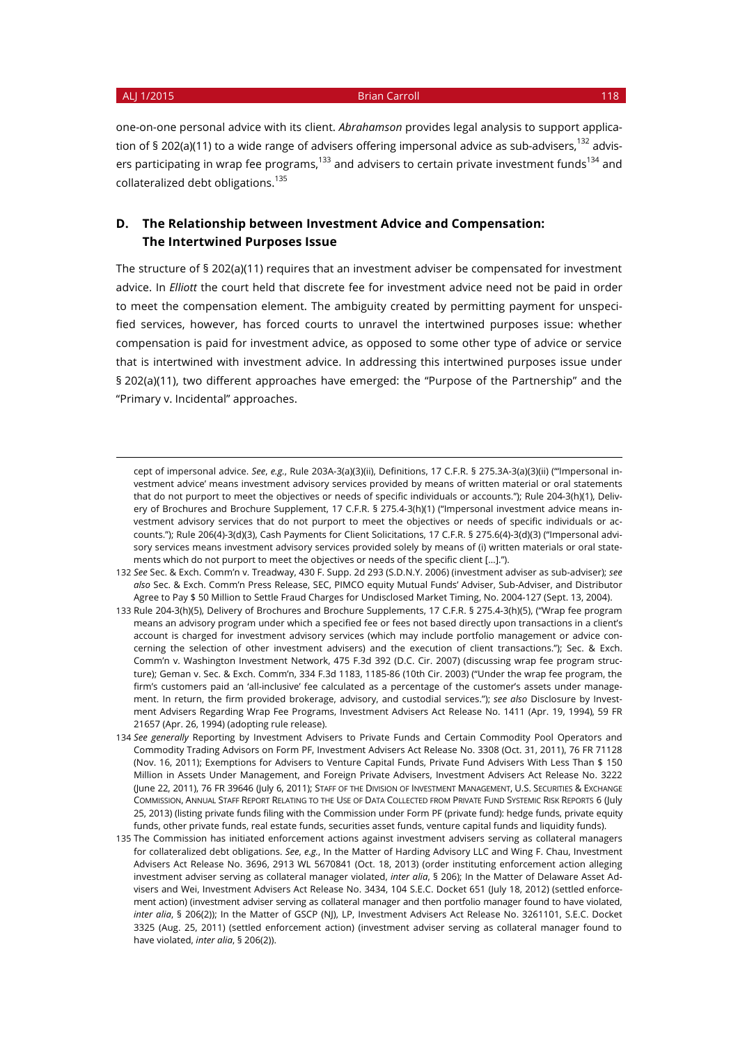one-on-one personal advice with its client. *Abrahamson* provides legal analysis to support application of § 202(a)(11) to a wide range of advisers offering impersonal advice as sub-advisers,[132] advisers participating in wrap fee programs,[133] and advisers to certain private investment funds[134] and collateralized debt obligations.[135]

## D. The Relationship between Investment Advice and Compensation: The Intertwined Purposes Issue

The structure of § 202(a)(11) requires that an investment adviser be compensated for investment advice. In *Elliott* the court held that discrete fee for investment advice need not be paid in order to meet the compensation element. The ambiguity created by permitting payment for unspecified services, however, has forced courts to unravel the intertwined purposes issue: whether compensation is paid for investment advice, as opposed to some other type of advice or service that is intertwined with investment advice. In addressing this intertwined purposes issue under § 202(a)(11), two different approaches have emerged: the "Purpose of the Partnership" and the "Primary v. Incidental" approaches.

---

cept of impersonal advice. *See*, *e.g.*, Rule 203A-3(a)(3)(ii), Definitions, 17 C.F.R. § 275.3A-3(a)(3)(ii) ("'Impersonal investment advice' means investment advisory services provided by means of written material or oral statements that do not purport to meet the objectives or needs of specific individuals or accounts."); Rule 204-3(h)(1), Delivery of Brochures and Brochure Supplement, 17 C.F.R. § 275.4-3(h)(1) ("Impersonal investment advice means investment advisory services that do not purport to meet the objectives or needs of specific individuals or accounts."); Rule 206(4)-3(d)(3), Cash Payments for Client Solicitations, 17 C.F.R. § 275.6(4)-3(d)(3) ("Impersonal advisory services means investment advisory services provided solely by means of (i) written materials or oral statements which do not purport to meet the objectives or needs of the specific client […].").

132 *See* Sec. & Exch. Comm'n v. Treadway, 430 F. Supp. 2d 293 (S.D.N.Y. 2006) (investment adviser as sub-adviser); *see also* Sec. & Exch. Comm'n Press Release, SEC, PIMCO equity Mutual Funds' Adviser, Sub-Adviser, and Distributor Agree to Pay $ 50 Million to Settle Fraud Charges for Undisclosed Market Timing, No. 2004-127 (Sept. 13, 2004).

133 Rule 204-3(h)(5), Delivery of Brochures and Brochure Supplements, 17 C.F.R. § 275.4-3(h)(5), ("Wrap fee program means an advisory program under which a specified fee or fees not based directly upon transactions in a client's account is charged for investment advisory services (which may include portfolio management or advice concerning the selection of other investment advisers) and the execution of client transactions."); Sec. & Exch. Comm'n v. Washington Investment Network, 475 F.3d 392 (D.C. Cir. 2007) (discussing wrap fee program structure); Geman v. Sec. & Exch. Comm'n, 334 F.3d 1183, 1185-86 (10th Cir. 2003) ("Under the wrap fee program, the firm's customers paid an 'all-inclusive' fee calculated as a percentage of the customer's assets under management. In return, the firm provided brokerage, advisory, and custodial services."); *see also* Disclosure by Investment Advisers Regarding Wrap Fee Programs, Investment Advisers Act Release No. 1411 (Apr. 19, 1994), 59 FR 21657 (Apr. 26, 1994) (adopting rule release).

134 *See generally* Reporting by Investment Advisers to Private Funds and Certain Commodity Pool Operators and Commodity Trading Advisors on Form PF, Investment Advisers Act Release No. 3308 (Oct. 31, 2011), 76 FR 71128 (Nov. 16, 2011); Exemptions for Advisers to Venture Capital Funds, Private Fund Advisers With Less Than $ 150 Million in Assets Under Management, and Foreign Private Advisers, Investment Advisers Act Release No. 3222 (June 22, 2011), 76 FR 39646 (July 6, 2011); Staff of the Division of Investment Management, U.S. Securities & Exchange Commission, Annual Staff Report Relating to the Use of Data Collected from Private Fund Systemic Risk Reports 6 (July 25, 2013) (listing private funds filing with the Commission under Form PF (private fund): hedge funds, private equity funds, other private funds, real estate funds, securities asset funds, venture capital funds and liquidity funds).

135 The Commission has initiated enforcement actions against investment advisers serving as collateral managers for collateralized debt obligations. *See*, *e.g.*, In the Matter of Harding Advisory LLC and Wing F. Chau, Investment Advisers Act Release No. 3696, 2913 WL 5670841 (Oct. 18, 2013) (order instituting enforcement action alleging investment adviser serving as collateral manager violated, *inter alia*, § 206); In the Matter of Delaware Asset Advisers and Wei, Investment Advisers Act Release No. 3434, 104 S.E.C. Docket 651 (July 18, 2012) (settled enforcement action) (investment adviser serving as collateral manager and then portfolio manager found to have violated, *inter alia*, § 206(2)); In the Matter of GSCP (NJ), LP, Investment Advisers Act Release No. 3261101, S.E.C. Docket 3325 (Aug. 25, 2011) (settled enforcement action) (investment adviser serving as collateral manager found to have violated, *inter alia*, § 206(2)).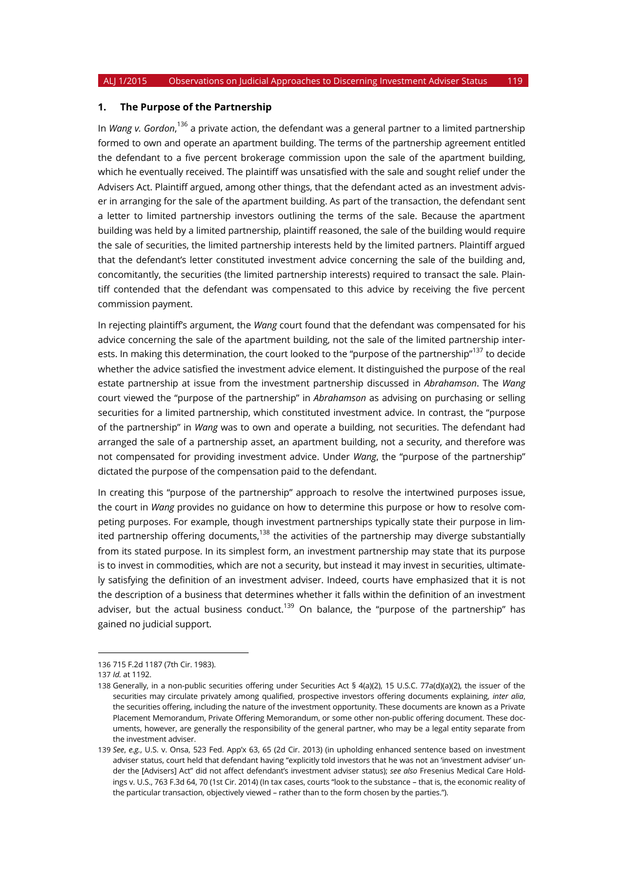### 1. The Purpose of the Partnership

In *Wang v. Gordon*,[136] a private action, the defendant was a general partner to a limited partnership formed to own and operate an apartment building. The terms of the partnership agreement entitled the defendant to a five percent brokerage commission upon the sale of the apartment building, which he eventually received. The plaintiff was unsatisfied with the sale and sought relief under the Advisers Act. Plaintiff argued, among other things, that the defendant acted as an investment adviser in arranging for the sale of the apartment building. As part of the transaction, the defendant sent a letter to limited partnership investors outlining the terms of the sale. Because the apartment building was held by a limited partnership, plaintiff reasoned, the sale of the building would require the sale of securities, the limited partnership interests held by the limited partners. Plaintiff argued that the defendant's letter constituted investment advice concerning the sale of the building and, concomitantly, the securities (the limited partnership interests) required to transact the sale. Plaintiff contended that the defendant was compensated to this advice by receiving the five percent commission payment.

In rejecting plaintiff's argument, the *Wang* court found that the defendant was compensated for his advice concerning the sale of the apartment building, not the sale of the limited partnership interests. In making this determination, the court looked to the "purpose of the partnership"[137] to decide whether the advice satisfied the investment advice element. It distinguished the purpose of the real estate partnership at issue from the investment partnership discussed in *Abrahamson*. The *Wang* court viewed the "purpose of the partnership" in *Abrahamson* as advising on purchasing or selling securities for a limited partnership, which constituted investment advice. In contrast, the "purpose of the partnership" in *Wang* was to own and operate a building, not securities. The defendant had arranged the sale of a partnership asset, an apartment building, not a security, and therefore was not compensated for providing investment advice. Under *Wang*, the "purpose of the partnership" dictated the purpose of the compensation paid to the defendant.

In creating this "purpose of the partnership" approach to resolve the intertwined purposes issue, the court in *Wang* provides no guidance on how to determine this purpose or how to resolve competing purposes. For example, though investment partnerships typically state their purpose in limited partnership offering documents,[138] the activities of the partnership may diverge substantially from its stated purpose. In its simplest form, an investment partnership may state that its purpose is to invest in commodities, which are not a security, but instead it may invest in securities, ultimately satisfying the definition of an investment adviser. Indeed, courts have emphasized that it is not the description of a business that determines whether it falls within the definition of an investment adviser, but the actual business conduct.[139] On balance, the "purpose of the partnership" has gained no judicial support.

---

136 715 F.2d 1187 (7th Cir. 1983).

137 *Id.* at 1192.

138 Generally, in a non-public securities offering under Securities Act § 4(a)(2), 15 U.S.C. 77a(d)(a)(2), the issuer of the securities may circulate privately among qualified, prospective investors offering documents explaining, *inter alia*, the securities offering, including the nature of the investment opportunity. These documents are known as a Private Placement Memorandum, Private Offering Memorandum, or some other non-public offering document. These documents, however, are generally the responsibility of the general partner, who may be a legal entity separate from the investment adviser.

139 *See*, *e.g.*, U.S. v. Onsa, 523 Fed. App'x 63, 65 (2d Cir. 2013) (in upholding enhanced sentence based on investment adviser status, court held that defendant having "explicitly told investors that he was not an 'investment adviser' under the [Advisers] Act" did not affect defendant's investment adviser status); *see also* Fresenius Medical Care Holdings v. U.S., 763 F.3d 64, 70 (1st Cir. 2014) (In tax cases, courts "look to the substance – that is, the economic reality of the particular transaction, objectively viewed – rather than to the form chosen by the parties.").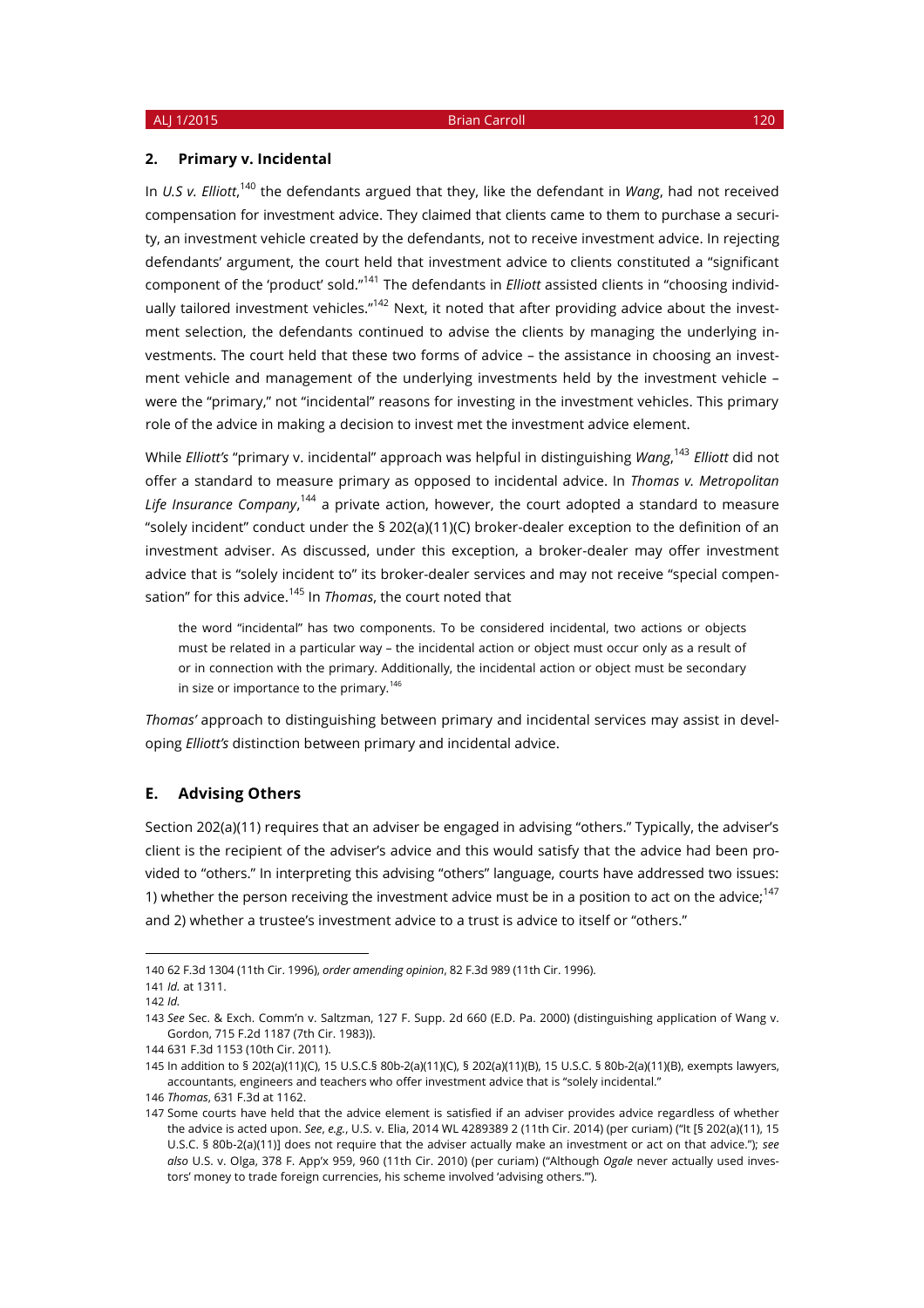### 2. Primary v. Incidental

In *U.S v. Elliott*,[140] the defendants argued that they, like the defendant in *Wang*, had not received compensation for investment advice. They claimed that clients came to them to purchase a security, an investment vehicle created by the defendants, not to receive investment advice. In rejecting defendants' argument, the court held that investment advice to clients constituted a "significant component of the 'product' sold."[141] The defendants in *Elliott* assisted clients in "choosing individually tailored investment vehicles."[142] Next, it noted that after providing advice about the investment selection, the defendants continued to advise the clients by managing the underlying investments. The court held that these two forms of advice – the assistance in choosing an investment vehicle and management of the underlying investments held by the investment vehicle – were the "primary," not "incidental" reasons for investing in the investment vehicles. This primary role of the advice in making a decision to invest met the investment advice element.

While *Elliott's* "primary v. incidental" approach was helpful in distinguishing *Wang*,[143] *Elliott* did not offer a standard to measure primary as opposed to incidental advice. In *Thomas v. Metropolitan Life Insurance Company*,[144] a private action, however, the court adopted a standard to measure "solely incident" conduct under the § 202(a)(11)(C) broker-dealer exception to the definition of an investment adviser. As discussed, under this exception, a broker-dealer may offer investment advice that is "solely incident to" its broker-dealer services and may not receive "special compensation" for this advice.[145] In *Thomas*, the court noted that

> the word "incidental" has two components. To be considered incidental, two actions or objects must be related in a particular way – the incidental action or object must occur only as a result of or in connection with the primary. Additionally, the incidental action or object must be secondary in size or importance to the primary.[146]

*Thomas'* approach to distinguishing between primary and incidental services may assist in developing *Elliott's* distinction between primary and incidental advice.

## E. Advising Others

Section 202(a)(11) requires that an adviser be engaged in advising "others." Typically, the adviser's client is the recipient of the adviser's advice and this would satisfy that the advice had been provided to "others." In interpreting this advising "others" language, courts have addressed two issues: 1) whether the person receiving the investment advice must be in a position to act on the advice;[147] and 2) whether a trustee's investment advice to a trust is advice to itself or "others."

---

140 62 F.3d 1304 (11th Cir. 1996), *order amending opinion*, 82 F.3d 989 (11th Cir. 1996).

141 *Id.* at 1311.

142 *Id.*

143 *See* Sec. & Exch. Comm'n v. Saltzman, 127 F. Supp. 2d 660 (E.D. Pa. 2000) (distinguishing application of Wang v. Gordon, 715 F.2d 1187 (7th Cir. 1983)).

144 631 F.3d 1153 (10th Cir. 2011).

145 In addition to § 202(a)(11)(C), 15 U.S.C.§ 80b-2(a)(11)(C), § 202(a)(11)(B), 15 U.S.C. § 80b-2(a)(11)(B), exempts lawyers, accountants, engineers and teachers who offer investment advice that is "solely incidental."

146 *Thomas*, 631 F.3d at 1162.

147 Some courts have held that the advice element is satisfied if an adviser provides advice regardless of whether the advice is acted upon. *See*, *e.g.*, U.S. v. Elia, 2014 WL 4289389 2 (11th Cir. 2014) (per curiam) ("It [§ 202(a)(11), 15 U.S.C. § 80b-2(a)(11)] does not require that the adviser actually make an investment or act on that advice."); *see also* U.S. v. Olga, 378 F. App'x 959, 960 (11th Cir. 2010) (per curiam) ("Although *Ogale* never actually used investors' money to trade foreign currencies, his scheme involved 'advising others.'").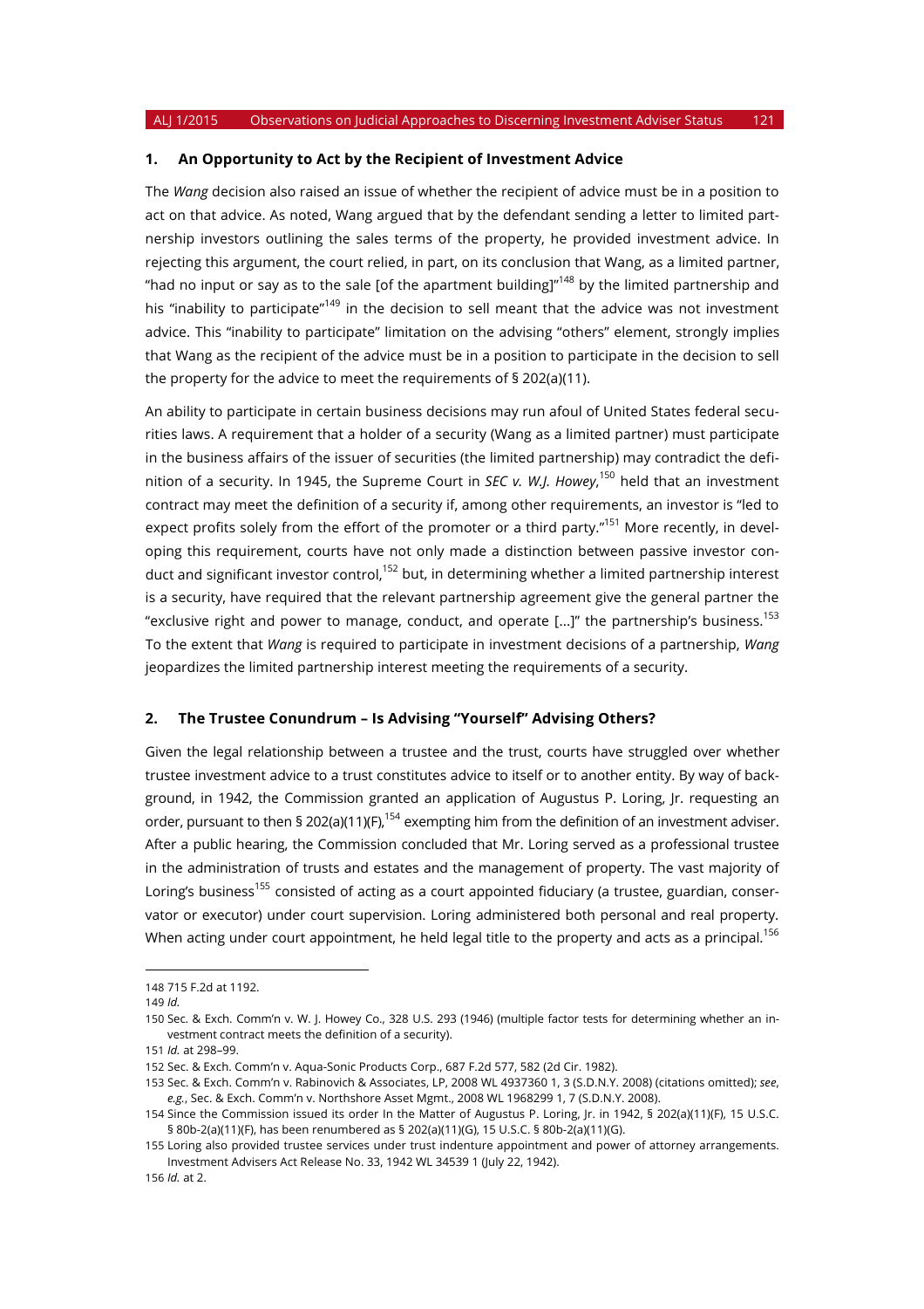### 1. An Opportunity to Act by the Recipient of Investment Advice

The *Wang* decision also raised an issue of whether the recipient of advice must be in a position to act on that advice. As noted, Wang argued that by the defendant sending a letter to limited partnership investors outlining the sales terms of the property, he provided investment advice. In rejecting this argument, the court relied, in part, on its conclusion that Wang, as a limited partner, "had no input or say as to the sale [of the apartment building]"[148] by the limited partnership and his "inability to participate"[149] in the decision to sell meant that the advice was not investment advice. This "inability to participate" limitation on the advising "others" element, strongly implies that Wang as the recipient of the advice must be in a position to participate in the decision to sell the property for the advice to meet the requirements of § 202(a)(11).

An ability to participate in certain business decisions may run afoul of United States federal securities laws. A requirement that a holder of a security (Wang as a limited partner) must participate in the business affairs of the issuer of securities (the limited partnership) may contradict the definition of a security. In 1945, the Supreme Court in *SEC v. W.J. Howey*,[150] held that an investment contract may meet the definition of a security if, among other requirements, an investor is "led to expect profits solely from the effort of the promoter or a third party."[151] More recently, in developing this requirement, courts have not only made a distinction between passive investor conduct and significant investor control,[152] but, in determining whether a limited partnership interest is a security, have required that the relevant partnership agreement give the general partner the "exclusive right and power to manage, conduct, and operate […]" the partnership's business.[153] To the extent that *Wang* is required to participate in investment decisions of a partnership, *Wang* jeopardizes the limited partnership interest meeting the requirements of a security.

### 2. The Trustee Conundrum – Is Advising "Yourself" Advising Others?

Given the legal relationship between a trustee and the trust, courts have struggled over whether trustee investment advice to a trust constitutes advice to itself or to another entity. By way of background, in 1942, the Commission granted an application of Augustus P. Loring, Jr. requesting an order, pursuant to then § 202(a)(11)(F),[154] exempting him from the definition of an investment adviser. After a public hearing, the Commission concluded that Mr. Loring served as a professional trustee in the administration of trusts and estates and the management of property. The vast majority of Loring's business[155] consisted of acting as a court appointed fiduciary (a trustee, guardian, conservator or executor) under court supervision. Loring administered both personal and real property. When acting under court appointment, he held legal title to the property and acts as a principal.[156]

---

148 715 F.2d at 1192.

149 *Id.*

150 Sec. & Exch. Comm'n v. W. J. Howey Co., 328 U.S. 293 (1946) (multiple factor tests for determining whether an investment contract meets the definition of a security).

151 *Id.* at 298–99.

152 Sec. & Exch. Comm'n v. Aqua-Sonic Products Corp., 687 F.2d 577, 582 (2d Cir. 1982).

153 Sec. & Exch. Comm'n v. Rabinovich & Associates, LP, 2008 WL 4937360 1, 3 (S.D.N.Y. 2008) (citations omitted); *see, e.g.*, Sec. & Exch. Comm'n v. Northshore Asset Mgmt., 2008 WL 1968299 1, 7 (S.D.N.Y. 2008).

154 Since the Commission issued its order In the Matter of Augustus P. Loring, Jr. in 1942, § 202(a)(11)(F), 15 U.S.C. § 80b-2(a)(11)(F), has been renumbered as § 202(a)(11)(G), 15 U.S.C. § 80b-2(a)(11)(G).

155 Loring also provided trustee services under trust indenture appointment and power of attorney arrangements. Investment Advisers Act Release No. 33, 1942 WL 34539 1 (July 22, 1942).

156 *Id.* at 2.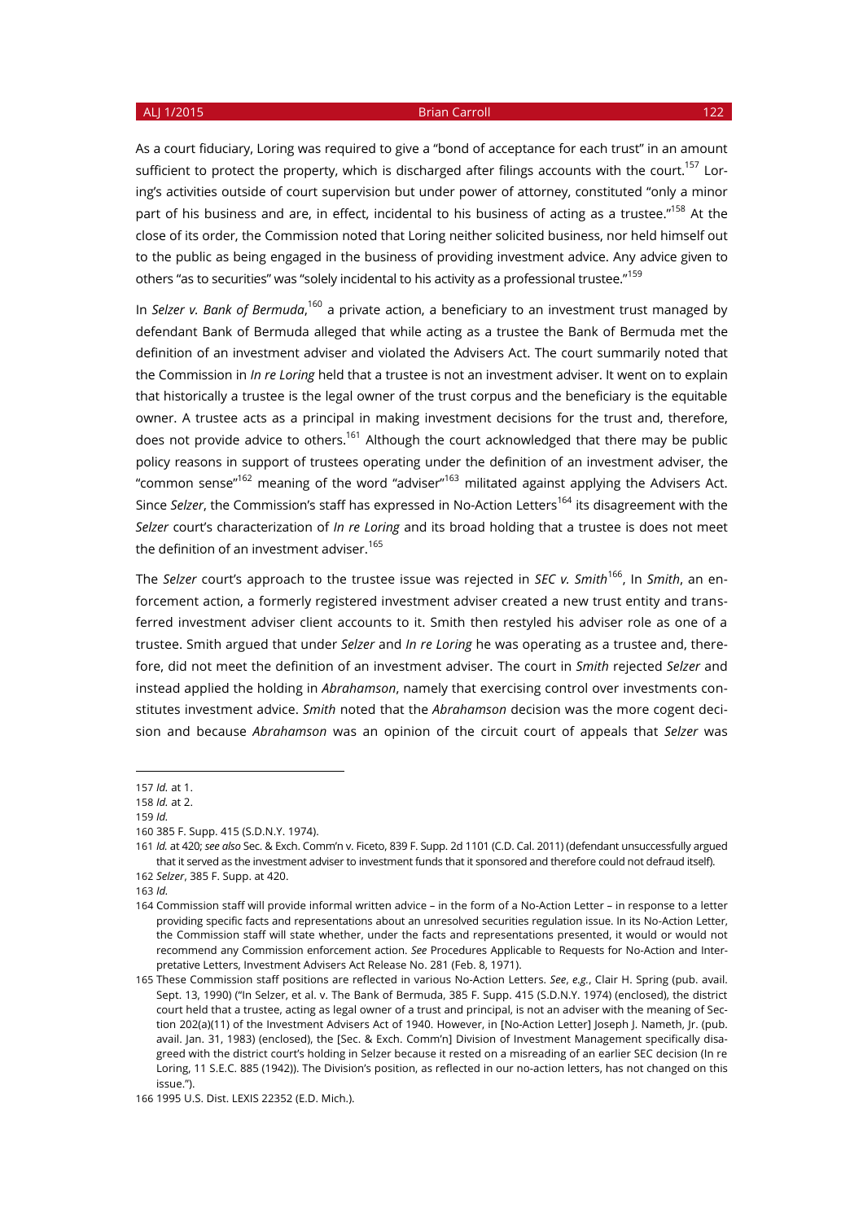As a court fiduciary, Loring was required to give a "bond of acceptance for each trust" in an amount sufficient to protect the property, which is discharged after filings accounts with the court.[157] Loring's activities outside of court supervision but under power of attorney, constituted "only a minor part of his business and are, in effect, incidental to his business of acting as a trustee."[158] At the close of its order, the Commission noted that Loring neither solicited business, nor held himself out to the public as being engaged in the business of providing investment advice. Any advice given to others "as to securities" was "solely incidental to his activity as a professional trustee."[159]

In *Selzer v. Bank of Bermuda*,[160] a private action, a beneficiary to an investment trust managed by defendant Bank of Bermuda alleged that while acting as a trustee the Bank of Bermuda met the definition of an investment adviser and violated the Advisers Act. The court summarily noted that the Commission in *In re Loring* held that a trustee is not an investment adviser. It went on to explain that historically a trustee is the legal owner of the trust corpus and the beneficiary is the equitable owner. A trustee acts as a principal in making investment decisions for the trust and, therefore, does not provide advice to others.[161] Although the court acknowledged that there may be public policy reasons in support of trustees operating under the definition of an investment adviser, the "common sense"[162] meaning of the word "adviser"[163] militated against applying the Advisers Act. Since *Selzer*, the Commission's staff has expressed in No-Action Letters[164] its disagreement with the *Selzer* court's characterization of *In re Loring* and its broad holding that a trustee is does not meet the definition of an investment adviser.[165]

The *Selzer* court's approach to the trustee issue was rejected in *SEC v. Smith*[166], In *Smith*, an enforcement action, a formerly registered investment adviser created a new trust entity and transferred investment adviser client accounts to it. Smith then restyled his adviser role as one of a trustee. Smith argued that under *Selzer* and *In re Loring* he was operating as a trustee and, therefore, did not meet the definition of an investment adviser. The court in *Smith* rejected *Selzer* and instead applied the holding in *Abrahamson*, namely that exercising control over investments constitutes investment advice. *Smith* noted that the *Abrahamson* decision was the more cogent decision and because *Abrahamson* was an opinion of the circuit court of appeals that *Selzer* was

---

157 *Id.* at 1.

158 *Id.* at 2.

159 *Id.*

160 385 F. Supp. 415 (S.D.N.Y. 1974).

161 *Id.* at 420; *see also* Sec. & Exch. Comm'n v. Ficeto, 839 F. Supp. 2d 1101 (C.D. Cal. 2011) (defendant unsuccessfully argued that it served as the investment adviser to investment funds that it sponsored and therefore could not defraud itself).

162 *Selzer*, 385 F. Supp. at 420.

163 *Id.*

164 Commission staff will provide informal written advice – in the form of a No-Action Letter – in response to a letter providing specific facts and representations about an unresolved securities regulation issue. In its No-Action Letter, the Commission staff will state whether, under the facts and representations presented, it would or would not recommend any Commission enforcement action. *See* Procedures Applicable to Requests for No-Action and Interpretative Letters, Investment Advisers Act Release No. 281 (Feb. 8, 1971).

165 These Commission staff positions are reflected in various No-Action Letters. *See*, *e.g.*, Clair H. Spring (pub. avail. Sept. 13, 1990) ("In Selzer, et al. v. The Bank of Bermuda, 385 F. Supp. 415 (S.D.N.Y. 1974) (enclosed), the district court held that a trustee, acting as legal owner of a trust and principal, is not an adviser with the meaning of Section 202(a)(11) of the Investment Advisers Act of 1940. However, in [No-Action Letter] Joseph J. Nameth, Jr. (pub. avail. Jan. 31, 1983) (enclosed), the [Sec. & Exch. Comm'n] Division of Investment Management specifically disagreed with the district court's holding in Selzer because it rested on a misreading of an earlier SEC decision (In re Loring, 11 S.E.C. 885 (1942)). The Division's position, as reflected in our no-action letters, has not changed on this issue.").

166 1995 U.S. Dist. LEXIS 22352 (E.D. Mich.).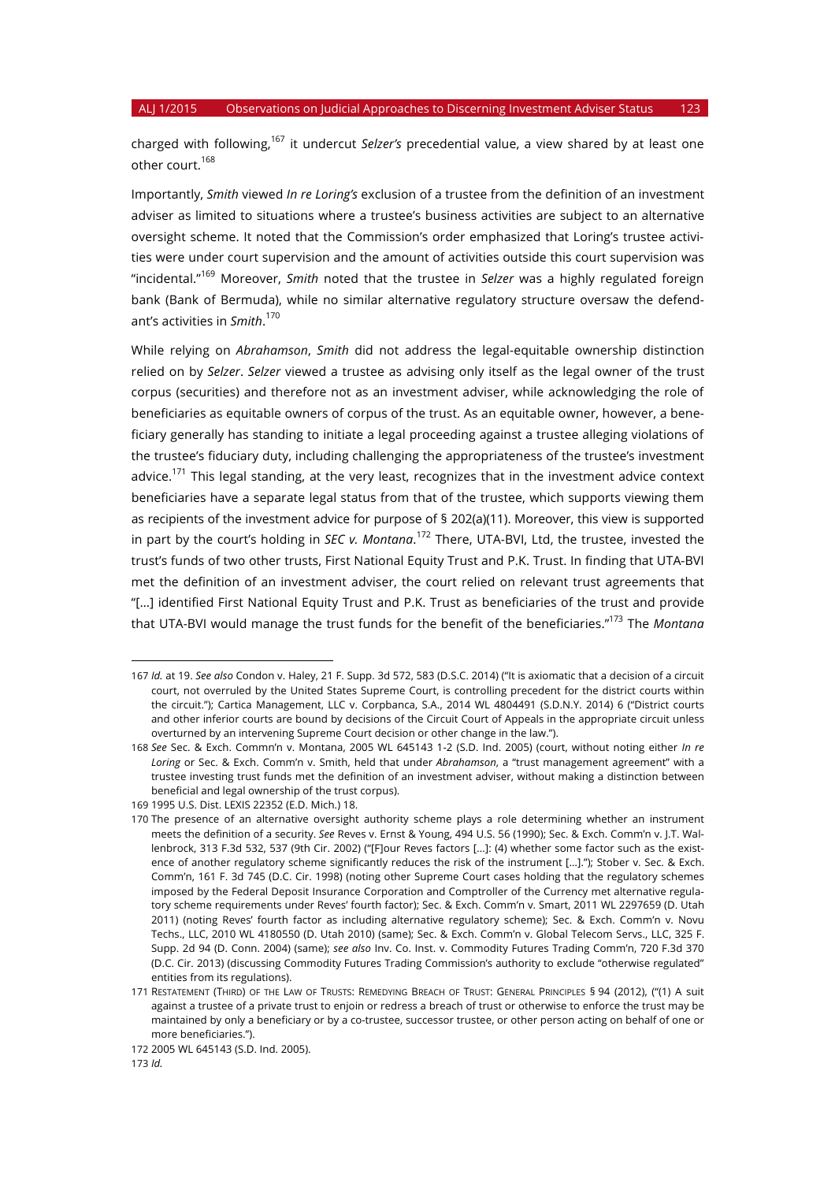charged with following,[167] it undercut *Selzer's* precedential value, a view shared by at least one other court.[168]

Importantly, *Smith* viewed *In re Loring's* exclusion of a trustee from the definition of an investment adviser as limited to situations where a trustee's business activities are subject to an alternative oversight scheme. It noted that the Commission's order emphasized that Loring's trustee activities were under court supervision and the amount of activities outside this court supervision was "incidental."[169] Moreover, *Smith* noted that the trustee in *Selzer* was a highly regulated foreign bank (Bank of Bermuda), while no similar alternative regulatory structure oversaw the defendant's activities in *Smith*.[170]

While relying on *Abrahamson*, *Smith* did not address the legal-equitable ownership distinction relied on by *Selzer*. *Selzer* viewed a trustee as advising only itself as the legal owner of the trust corpus (securities) and therefore not as an investment adviser, while acknowledging the role of beneficiaries as equitable owners of corpus of the trust. As an equitable owner, however, a beneficiary generally has standing to initiate a legal proceeding against a trustee alleging violations of the trustee's fiduciary duty, including challenging the appropriateness of the trustee's investment advice.[171] This legal standing, at the very least, recognizes that in the investment advice context beneficiaries have a separate legal status from that of the trustee, which supports viewing them as recipients of the investment advice for purpose of § 202(a)(11). Moreover, this view is supported in part by the court's holding in *SEC v. Montana*.[172] There, UTA-BVI, Ltd, the trustee, invested the trust's funds of two other trusts, First National Equity Trust and P.K. Trust. In finding that UTA-BVI met the definition of an investment adviser, the court relied on relevant trust agreements that "[…] identified First National Equity Trust and P.K. Trust as beneficiaries of the trust and provide that UTA-BVI would manage the trust funds for the benefit of the beneficiaries."[173] The *Montana*

---

167 *Id.* at 19. *See also* Condon v. Haley, 21 F. Supp. 3d 572, 583 (D.S.C. 2014) ("It is axiomatic that a decision of a circuit court, not overruled by the United States Supreme Court, is controlling precedent for the district courts within the circuit."); Cartica Management, LLC v. Corpbanca, S.A., 2014 WL 4804491 (S.D.N.Y. 2014) 6 ("District courts and other inferior courts are bound by decisions of the Circuit Court of Appeals in the appropriate circuit unless overturned by an intervening Supreme Court decision or other change in the law.").

168 *See* Sec. & Exch. Commn'n v. Montana, 2005 WL 645143 1-2 (S.D. Ind. 2005) (court, without noting either *In re Loring* or Sec. & Exch. Comm'n v. Smith, held that under *Abrahamson*, a "trust management agreement" with a trustee investing trust funds met the definition of an investment adviser, without making a distinction between beneficial and legal ownership of the trust corpus).

169 1995 U.S. Dist. LEXIS 22352 (E.D. Mich.) 18.

170 The presence of an alternative oversight authority scheme plays a role determining whether an instrument meets the definition of a security. *See* Reves v. Ernst & Young, 494 U.S. 56 (1990); Sec. & Exch. Comm'n v. J.T. Wallenbrock, 313 F.3d 532, 537 (9th Cir. 2002) ("[F]our Reves factors […]: (4) whether some factor such as the existence of another regulatory scheme significantly reduces the risk of the instrument […]."); Stober v. Sec. & Exch. Comm'n, 161 F. 3d 745 (D.C. Cir. 1998) (noting other Supreme Court cases holding that the regulatory schemes imposed by the Federal Deposit Insurance Corporation and Comptroller of the Currency met alternative regulatory scheme requirements under Reves' fourth factor); Sec. & Exch. Comm'n v. Smart, 2011 WL 2297659 (D. Utah 2011) (noting Reves' fourth factor as including alternative regulatory scheme); Sec. & Exch. Comm'n v. Novu Techs., LLC, 2010 WL 4180550 (D. Utah 2010) (same); Sec. & Exch. Comm'n v. Global Telecom Servs., LLC, 325 F. Supp. 2d 94 (D. Conn. 2004) (same); *see also* Inv. Co. Inst. v. Commodity Futures Trading Comm'n, 720 F.3d 370 (D.C. Cir. 2013) (discussing Commodity Futures Trading Commission's authority to exclude "otherwise regulated" entities from its regulations).

171 Restatement (Third) of the Law of Trusts: Remedying Breach of Trust: General Principles § 94 (2012), ("(1) A suit against a trustee of a private trust to enjoin or redress a breach of trust or otherwise to enforce the trust may be maintained by only a beneficiary or by a co-trustee, successor trustee, or other person acting on behalf of one or more beneficiaries.").

172 2005 WL 645143 (S.D. Ind. 2005).

173 *Id.*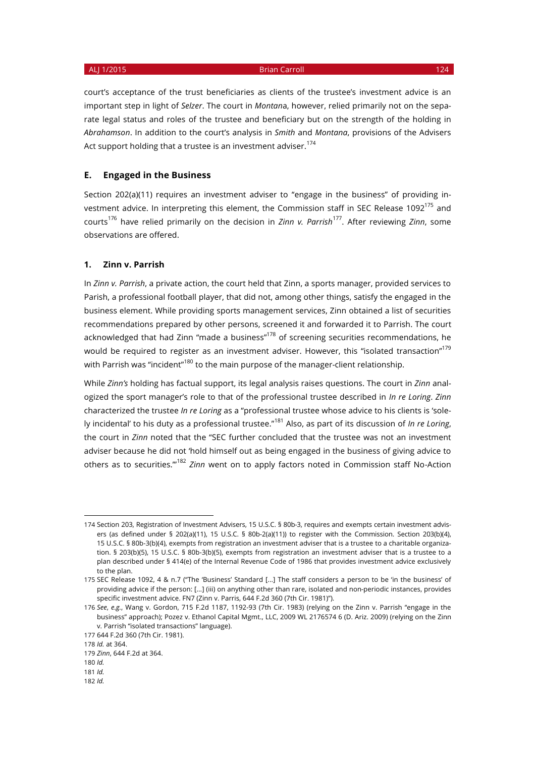court's acceptance of the trust beneficiaries as clients of the trustee's investment advice is an important step in light of *Selzer*. The court in *Montan*a, however, relied primarily not on the separate legal status and roles of the trustee and beneficiary but on the strength of the holding in *Abrahamson*. In addition to the court's analysis in *Smith* and *Montana*, provisions of the Advisers Act support holding that a trustee is an investment adviser.[174]

### E. Engaged in the Business

Section 202(a)(11) requires an investment adviser to "engage in the business" of providing investment advice. In interpreting this element, the Commission staff in SEC Release 1092[175] and courts[176] have relied primarily on the decision in *Zinn v. Parrish*[177]. After reviewing *Zinn*, some observations are offered.

#### 1. Zinn v. Parrish

In *Zinn v. Parrish*, a private action, the court held that Zinn, a sports manager, provided services to Parish, a professional football player, that did not, among other things, satisfy the engaged in the business element. While providing sports management services, Zinn obtained a list of securities recommendations prepared by other persons, screened it and forwarded it to Parrish. The court acknowledged that had Zinn "made a business"[178] of screening securities recommendations, he would be required to register as an investment adviser. However, this "isolated transaction"[179] with Parrish was "incident"[180] to the main purpose of the manager-client relationship.

While *Zinn's* holding has factual support, its legal analysis raises questions. The court in *Zinn* analogized the sport manager's role to that of the professional trustee described in *In re Loring*. *Zinn* characterized the trustee *In re Loring* as a "professional trustee whose advice to his clients is 'solely incidental' to his duty as a professional trustee."[181] Also, as part of its discussion of *In re Loring*, the court in *Zinn* noted that the "SEC further concluded that the trustee was not an investment adviser because he did not 'hold himself out as being engaged in the business of giving advice to others as to securities.'"[182] *Zinn* went on to apply factors noted in Commission staff No-Action

---

174 Section 203, Registration of Investment Advisers, 15 U.S.C. § 80b-3, requires and exempts certain investment advisers (as defined under § 202(a)(11), 15 U.S.C. § 80b-2(a)(11)) to register with the Commission. Section 203(b)(4), 15 U.S.C. § 80b-3(b)(4), exempts from registration an investment adviser that is a trustee to a charitable organization. § 203(b)(5), 15 U.S.C. § 80b-3(b)(5), exempts from registration an investment adviser that is a trustee to a plan described under § 414(e) of the Internal Revenue Code of 1986 that provides investment advice exclusively to the plan.

175 SEC Release 1092, 4 & n.7 ("The 'Business' Standard [...] The staff considers a person to be 'in the business' of providing advice if the person: [...] (iii) on anything other than rare, isolated and non-periodic instances, provides specific investment advice. FN7 (Zinn v. Parris, 644 F.2d 360 (7th Cir. 1981)").

176 *See*, *e.g.*, Wang v. Gordon, 715 F.2d 1187, 1192-93 (7th Cir. 1983) (relying on the Zinn v. Parrish "engage in the business" approach); Pozez v. Ethanol Capital Mgmt., LLC, 2009 WL 2176574 6 (D. Ariz. 2009) (relying on the Zinn v. Parrish "isolated transactions" language).

177 644 F.2d 360 (7th Cir. 1981).

178 *Id.* at 364.

179 *Zinn*, 644 F.2d at 364.

180 *Id.*

181 *Id.*

182 *Id.*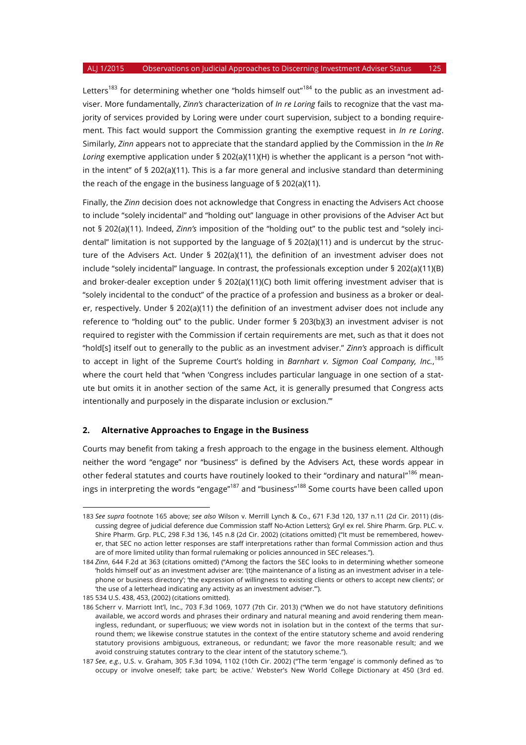Letters[183] for determining whether one "holds himself out"[184] to the public as an investment adviser. More fundamentally, *Zinn's* characterization of *In re Loring* fails to recognize that the vast majority of services provided by Loring were under court supervision, subject to a bonding requirement. This fact would support the Commission granting the exemptive request in *In re Loring*. Similarly, *Zinn* appears not to appreciate that the standard applied by the Commission in the *In Re Loring* exemptive application under § 202(a)(11)(H) is whether the applicant is a person "not within the intent" of § 202(a)(11). This is a far more general and inclusive standard than determining the reach of the engage in the business language of § 202(a)(11).

Finally, the *Zinn* decision does not acknowledge that Congress in enacting the Advisers Act choose to include "solely incidental" and "holding out" language in other provisions of the Adviser Act but not § 202(a)(11). Indeed, *Zinn's* imposition of the "holding out" to the public test and "solely incidental" limitation is not supported by the language of § 202(a)(11) and is undercut by the structure of the Advisers Act. Under § 202(a)(11), the definition of an investment adviser does not include "solely incidental" language. In contrast, the professionals exception under § 202(a)(11)(B) and broker-dealer exception under § 202(a)(11)(C) both limit offering investment adviser that is "solely incidental to the conduct" of the practice of a profession and business as a broker or dealer, respectively. Under § 202(a)(11) the definition of an investment adviser does not include any reference to "holding out" to the public. Under former § 203(b)(3) an investment adviser is not required to register with the Commission if certain requirements are met, such as that it does not "hold[s] itself out to generally to the public as an investment adviser." *Zinn's* approach is difficult to accept in light of the Supreme Court's holding in *Barnhart v. Sigmon Coal Company, Inc.*,[185] where the court held that "when 'Congress includes particular language in one section of a statute but omits it in another section of the same Act, it is generally presumed that Congress acts intentionally and purposely in the disparate inclusion or exclusion.'"

## 2. Alternative Approaches to Engage in the Business

Courts may benefit from taking a fresh approach to the engage in the business element. Although neither the word "engage" nor "business" is defined by the Advisers Act, these words appear in other federal statutes and courts have routinely looked to their "ordinary and natural"[186] meanings in interpreting the words "engage"[187] and "business"[188] Some courts have been called upon

---

183 *See supra* footnote 165 above; *see also* Wilson v. Merrill Lynch & Co., 671 F.3d 120, 137 n.11 (2d Cir. 2011) (discussing degree of judicial deference due Commission staff No-Action Letters); Gryl ex rel. Shire Pharm. Grp. PLC. v. Shire Pharm. Grp. PLC, 298 F.3d 136, 145 n.8 (2d Cir. 2002) (citations omitted) ("It must be remembered, however, that SEC no action letter responses are staff interpretations rather than formal Commission action and thus are of more limited utility than formal rulemaking or policies announced in SEC releases.").

184 *Zinn*, 644 F.2d at 363 (citations omitted) ("Among the factors the SEC looks to in determining whether someone 'holds himself out' as an investment adviser are: '(t)he maintenance of a listing as an investment adviser in a telephone or business directory'; 'the expression of willingness to existing clients or others to accept new clients'; or 'the use of a letterhead indicating any activity as an investment adviser.'").

185 534 U.S. 438, 453, (2002) (citations omitted).

186 Scherr v. Marriott Int'l, Inc., 703 F.3d 1069, 1077 (7th Cir. 2013) ("When we do not have statutory definitions available, we accord words and phrases their ordinary and natural meaning and avoid rendering them meaningless, redundant, or superfluous; we view words not in isolation but in the context of the terms that surround them; we likewise construe statutes in the context of the entire statutory scheme and avoid rendering statutory provisions ambiguous, extraneous, or redundant; we favor the more reasonable result; and we avoid construing statutes contrary to the clear intent of the statutory scheme.").

187 *See*, *e.g.*, U.S. v. Graham, 305 F.3d 1094, 1102 (10th Cir. 2002) ("The term 'engage' is commonly defined as 'to occupy or involve oneself; take part; be active.' Webster's New World College Dictionary at 450 (3rd ed.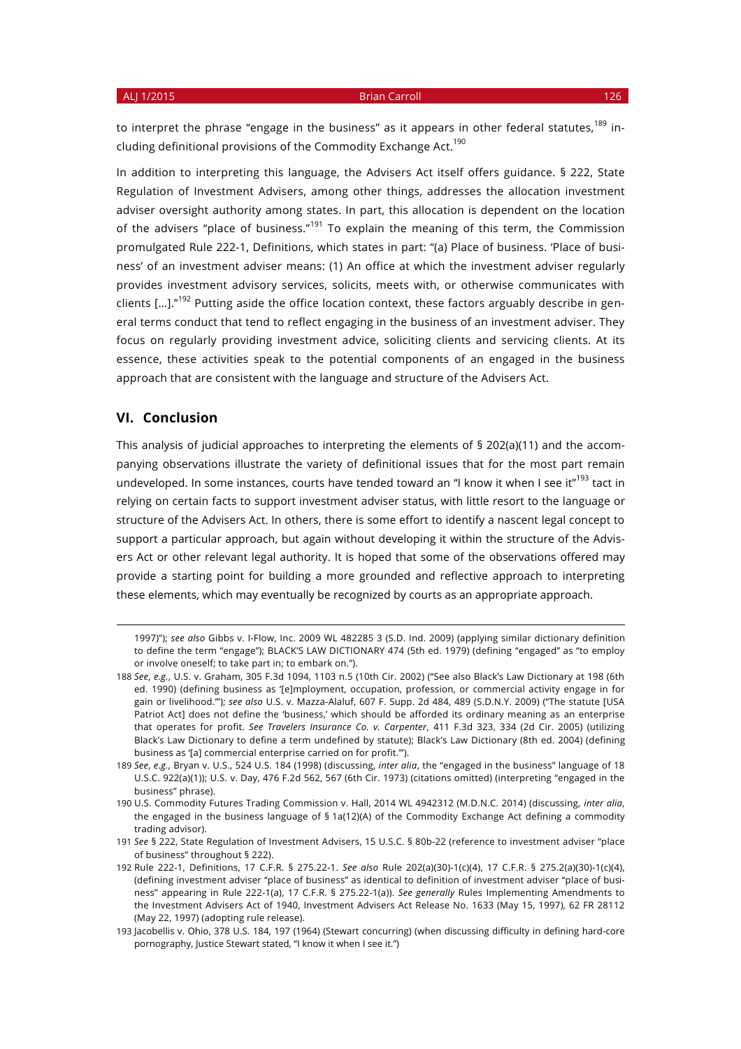to interpret the phrase "engage in the business" as it appears in other federal statutes,[189] including definitional provisions of the Commodity Exchange Act.[190]

In addition to interpreting this language, the Advisers Act itself offers guidance. § 222, State Regulation of Investment Advisers, among other things, addresses the allocation investment adviser oversight authority among states. In part, this allocation is dependent on the location of the advisers "place of business."[191] To explain the meaning of this term, the Commission promulgated Rule 222-1, Definitions, which states in part: "(a) Place of business. 'Place of business' of an investment adviser means: (1) An office at which the investment adviser regularly provides investment advisory services, solicits, meets with, or otherwise communicates with clients […]."[192] Putting aside the office location context, these factors arguably describe in general terms conduct that tend to reflect engaging in the business of an investment adviser. They focus on regularly providing investment advice, soliciting clients and servicing clients. At its essence, these activities speak to the potential components of an engaged in the business approach that are consistent with the language and structure of the Advisers Act.

## VI. Conclusion

This analysis of judicial approaches to interpreting the elements of § 202(a)(11) and the accompanying observations illustrate the variety of definitional issues that for the most part remain undeveloped. In some instances, courts have tended toward an "I know it when I see it"[193] tact in relying on certain facts to support investment adviser status, with little resort to the language or structure of the Advisers Act. In others, there is some effort to identify a nascent legal concept to support a particular approach, but again without developing it within the structure of the Advisers Act or other relevant legal authority. It is hoped that some of the observations offered may provide a starting point for building a more grounded and reflective approach to interpreting these elements, which may eventually be recognized by courts as an appropriate approach.

---

1997)"); *see also* Gibbs v. I-Flow, Inc. 2009 WL 482285 3 (S.D. Ind. 2009) (applying similar dictionary definition to define the term "engage"); BLACK'S LAW DICTIONARY 474 (5th ed. 1979) (defining "engaged" as "to employ or involve oneself; to take part in; to embark on.").

188 *See*, *e.g.*, U.S. v. Graham, 305 F.3d 1094, 1103 n.5 (10th Cir. 2002) ("See also Black's Law Dictionary at 198 (6th ed. 1990) (defining business as '[e]mployment, occupation, profession, or commercial activity engage in for gain or livelihood.'"); *see also* U.S. v. Mazza-Alaluf, 607 F. Supp. 2d 484, 489 (S.D.N.Y. 2009) ("The statute [USA Patriot Act] does not define the 'business,' which should be afforded its ordinary meaning as an enterprise that operates for profit. *See Travelers Insurance Co. v. Carpenter*, 411 F.3d 323, 334 (2d Cir. 2005) (utilizing Black's Law Dictionary to define a term undefined by statute); Black's Law Dictionary (8th ed. 2004) (defining business as '[a] commercial enterprise carried on for profit.'").

189 *See*, *e.g.*, Bryan v. U.S., 524 U.S. 184 (1998) (discussing, *inter alia*, the "engaged in the business" language of 18 U.S.C. 922(a)(1)); U.S. v. Day, 476 F.2d 562, 567 (6th Cir. 1973) (citations omitted) (interpreting "engaged in the business" phrase).

190 U.S. Commodity Futures Trading Commission v. Hall, 2014 WL 4942312 (M.D.N.C. 2014) (discussing, *inter alia*, the engaged in the business language of § 1a(12)(A) of the Commodity Exchange Act defining a commodity trading advisor).

191 *See* § 222, State Regulation of Investment Advisers, 15 U.S.C. § 80b-22 (reference to investment adviser "place of business" throughout § 222).

192 Rule 222-1, Definitions, 17 C.F.R. § 275.22-1. *See also* Rule 202(a)(30)-1(c)(4), 17 C.F.R. § 275.2(a)(30)-1(c)(4), (defining investment adviser "place of business" as identical to definition of investment adviser "place of business" appearing in Rule 222-1(a), 17 C.F.R. § 275.22-1(a)). *See generally* Rules Implementing Amendments to the Investment Advisers Act of 1940, Investment Advisers Act Release No. 1633 (May 15, 1997), 62 FR 28112 (May 22, 1997) (adopting rule release).

193 Jacobellis v. Ohio, 378 U.S. 184, 197 (1964) (Stewart concurring) (when discussing difficulty in defining hard-core pornography, Justice Stewart stated, "I know it when I see it.")